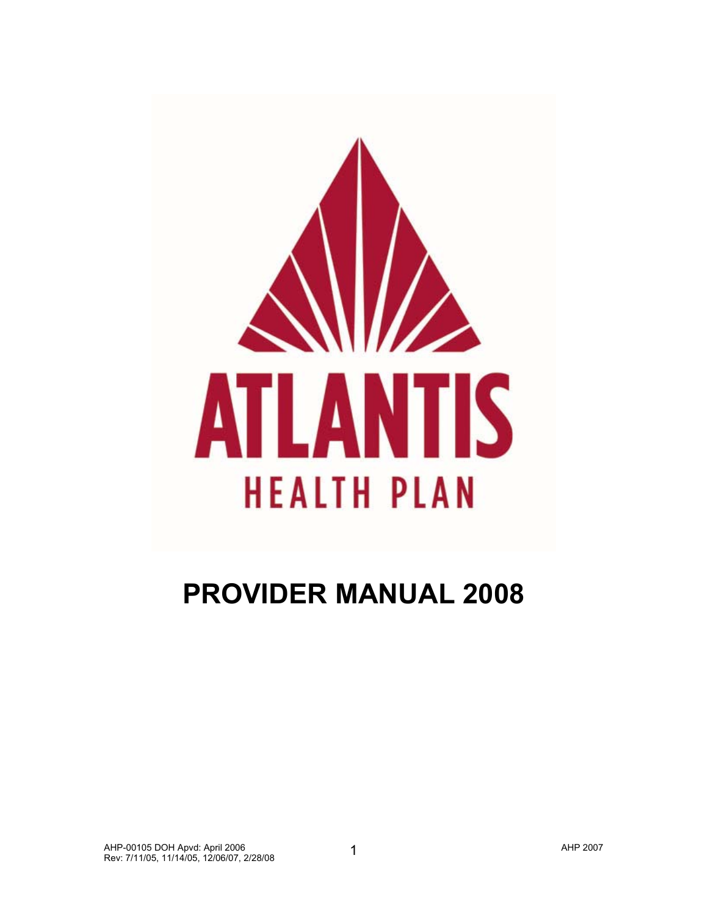ATLANTIS

HEALTH PLAN

# PROVIDER MANUAL 2008

AHP-00105 DOH Apvd: April 2006
Rev: 7/11/05, 11/14/05, 12/06/07, 2/28/08

AHP 2007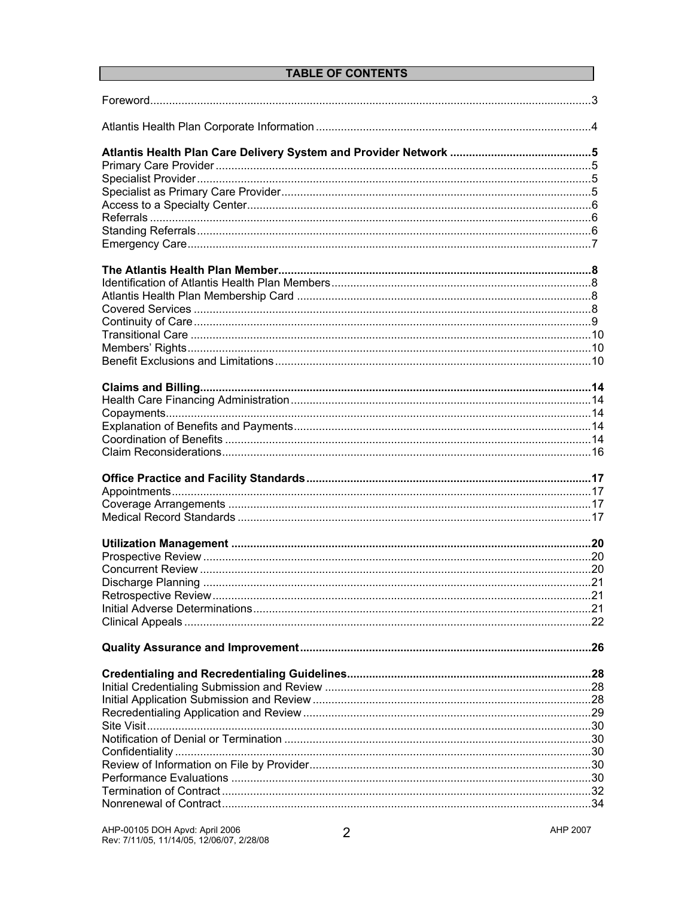# TABLE OF CONTENTS

Foreword....3

Atlantis Health Plan Corporate Information....4

**Atlantis Health Plan Care Delivery System and Provider Network....5**
Primary Care Provider....5
Specialist Provider....5
Specialist as Primary Care Provider....5
Access to a Specialty Center....6
Referrals....6
Standing Referrals....6
Emergency Care....7

**The Atlantis Health Plan Member....8**
Identification of Atlantis Health Plan Members....8
Atlantis Health Plan Membership Card....8
Covered Services....8
Continuity of Care....9
Transitional Care....10
Members' Rights....10
Benefit Exclusions and Limitations....10

**Claims and Billing....14**
Health Care Financing Administration....14
Copayments....14
Explanation of Benefits and Payments....14
Coordination of Benefits....14
Claim Reconsiderations....16

**Office Practice and Facility Standards....17**
Appointments....17
Coverage Arrangements....17
Medical Record Standards....17

**Utilization Management....20**
Prospective Review....20
Concurrent Review....20
Discharge Planning....21
Retrospective Review....21
Initial Adverse Determinations....21
Clinical Appeals....22

**Quality Assurance and Improvement....26**

**Credentialing and Recredentialing Guidelines....28**
Initial Credentialing Submission and Review....28
Initial Application Submission and Review....28
Recredentialing Application and Review....29
Site Visit....30
Notification of Denial or Termination....30
Confidentiality....30
Review of Information on File by Provider....30
Performance Evaluations....30
Termination of Contract....32
Nonrenewal of Contract....34

AHP-00105 DOH Apvd: April 2006
Rev: 7/11/05, 11/14/05, 12/06/07, 2/28/08

AHP 2007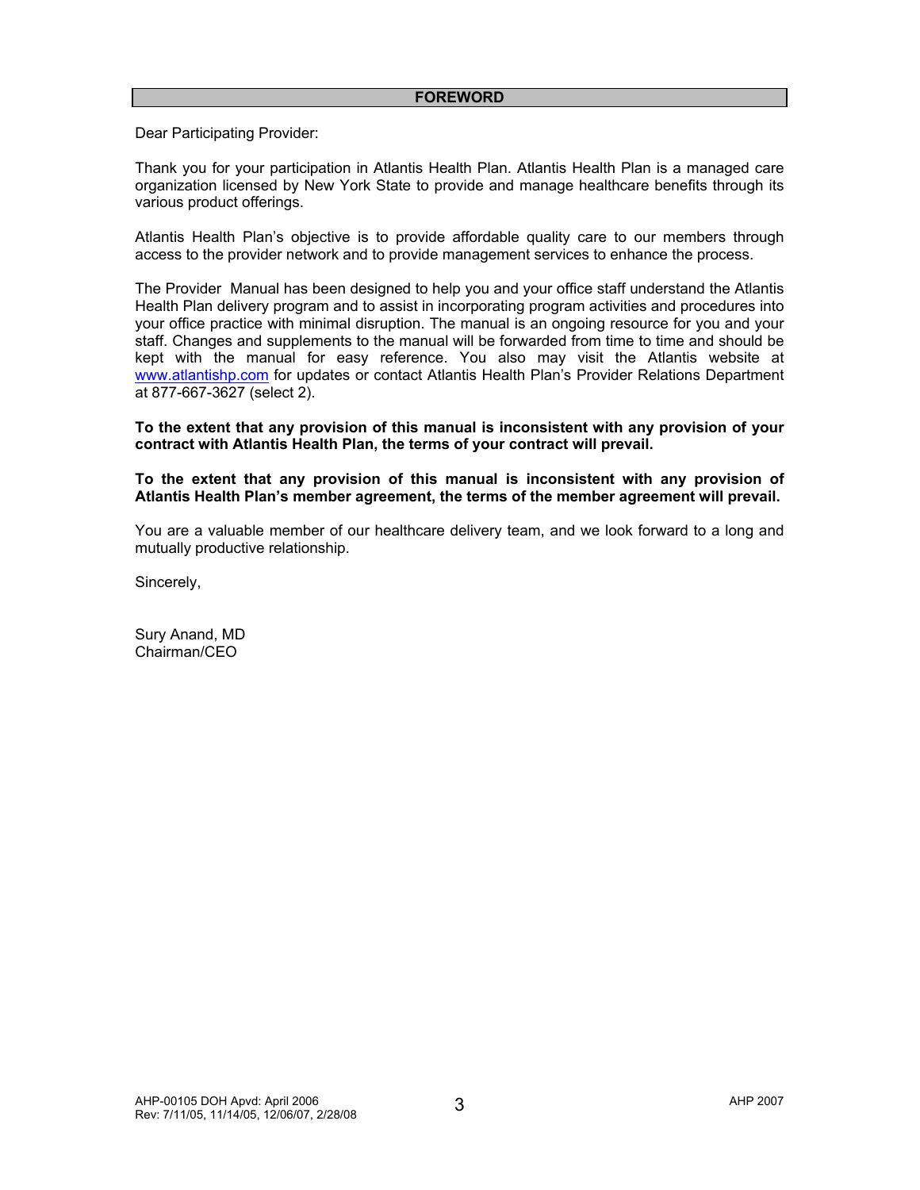# FOREWORD

Dear Participating Provider:

Thank you for your participation in Atlantis Health Plan. Atlantis Health Plan is a managed care organization licensed by New York State to provide and manage healthcare benefits through its various product offerings.

Atlantis Health Plan's objective is to provide affordable quality care to our members through access to the provider network and to provide management services to enhance the process.

The Provider Manual has been designed to help you and your office staff understand the Atlantis Health Plan delivery program and to assist in incorporating program activities and procedures into your office practice with minimal disruption. The manual is an ongoing resource for you and your staff. Changes and supplements to the manual will be forwarded from time to time and should be kept with the manual for easy reference. You also may visit the Atlantis website at www.atlantishp.com for updates or contact Atlantis Health Plan's Provider Relations Department at 877-667-3627 (select 2).

**To the extent that any provision of this manual is inconsistent with any provision of your contract with Atlantis Health Plan, the terms of your contract will prevail.**

**To the extent that any provision of this manual is inconsistent with any provision of Atlantis Health Plan's member agreement, the terms of the member agreement will prevail.**

You are a valuable member of our healthcare delivery team, and we look forward to a long and mutually productive relationship.

Sincerely,

Sury Anand, MD
Chairman/CEO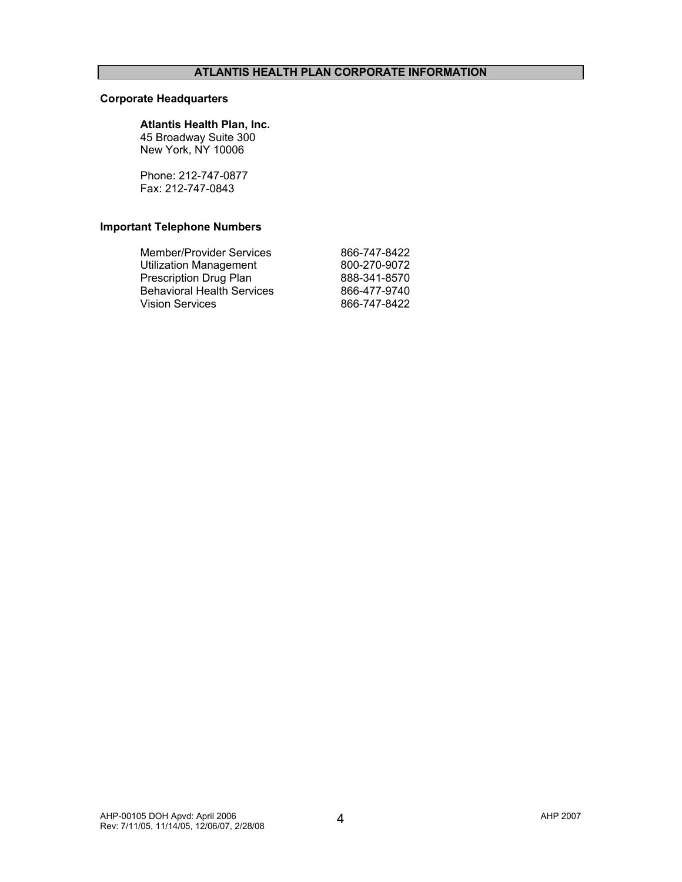# ATLANTIS HEALTH PLAN CORPORATE INFORMATION

**Corporate Headquarters**

**Atlantis Health Plan, Inc.**
45 Broadway Suite 300
New York, NY 10006

Phone: 212-747-0877
Fax: 212-747-0843

**Important Telephone Numbers**

| | |
|---|---|
| Member/Provider Services | 866-747-8422 |
| Utilization Management | 800-270-9072 |
| Prescription Drug Plan | 888-341-8570 |
| Behavioral Health Services | 866-477-9740 |
| Vision Services | 866-747-8422 |

AHP-00105 DOH Apvd: April 2006
Rev: 7/11/05, 11/14/05, 12/06/07, 2/28/08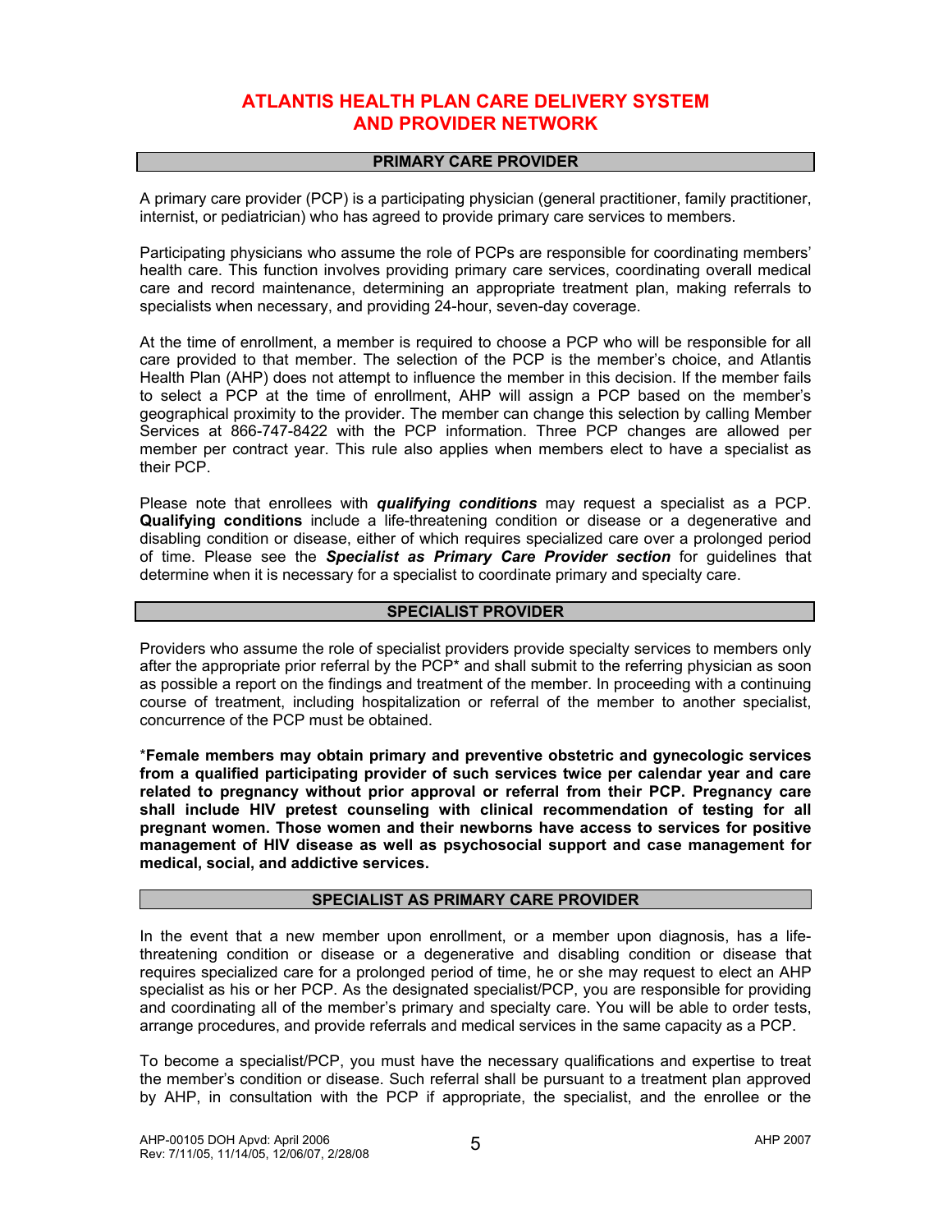# ATLANTIS HEALTH PLAN CARE DELIVERY SYSTEM AND PROVIDER NETWORK

## PRIMARY CARE PROVIDER

A primary care provider (PCP) is a participating physician (general practitioner, family practitioner, internist, or pediatrician) who has agreed to provide primary care services to members.

Participating physicians who assume the role of PCPs are responsible for coordinating members' health care. This function involves providing primary care services, coordinating overall medical care and record maintenance, determining an appropriate treatment plan, making referrals to specialists when necessary, and providing 24-hour, seven-day coverage.

At the time of enrollment, a member is required to choose a PCP who will be responsible for all care provided to that member. The selection of the PCP is the member's choice, and Atlantis Health Plan (AHP) does not attempt to influence the member in this decision. If the member fails to select a PCP at the time of enrollment, AHP will assign a PCP based on the member's geographical proximity to the provider. The member can change this selection by calling Member Services at 866-747-8422 with the PCP information. Three PCP changes are allowed per member per contract year. This rule also applies when members elect to have a specialist as their PCP.

Please note that enrollees with ***qualifying conditions*** may request a specialist as a PCP. **Qualifying conditions** include a life-threatening condition or disease or a degenerative and disabling condition or disease, either of which requires specialized care over a prolonged period of time. Please see the ***Specialist as Primary Care Provider section*** for guidelines that determine when it is necessary for a specialist to coordinate primary and specialty care.

## SPECIALIST PROVIDER

Providers who assume the role of specialist providers provide specialty services to members only after the appropriate prior referral by the PCP* and shall submit to the referring physician as soon as possible a report on the findings and treatment of the member. In proceeding with a continuing course of treatment, including hospitalization or referral of the member to another specialist, concurrence of the PCP must be obtained.

*__Female members may obtain primary and preventive obstetric and gynecologic services from a qualified participating provider of such services twice per calendar year and care related to pregnancy without prior approval or referral from their PCP. Pregnancy care shall include HIV pretest counseling with clinical recommendation of testing for all pregnant women. Those women and their newborns have access to services for positive management of HIV disease as well as psychosocial support and case management for medical, social, and addictive services.__

## SPECIALIST AS PRIMARY CARE PROVIDER

In the event that a new member upon enrollment, or a member upon diagnosis, has a life-threatening condition or disease or a degenerative and disabling condition or disease that requires specialized care for a prolonged period of time, he or she may request to elect an AHP specialist as his or her PCP. As the designated specialist/PCP, you are responsible for providing and coordinating all of the member's primary and specialty care. You will be able to order tests, arrange procedures, and provide referrals and medical services in the same capacity as a PCP.

To become a specialist/PCP, you must have the necessary qualifications and expertise to treat the member's condition or disease. Such referral shall be pursuant to a treatment plan approved by AHP, in consultation with the PCP if appropriate, the specialist, and the enrollee or the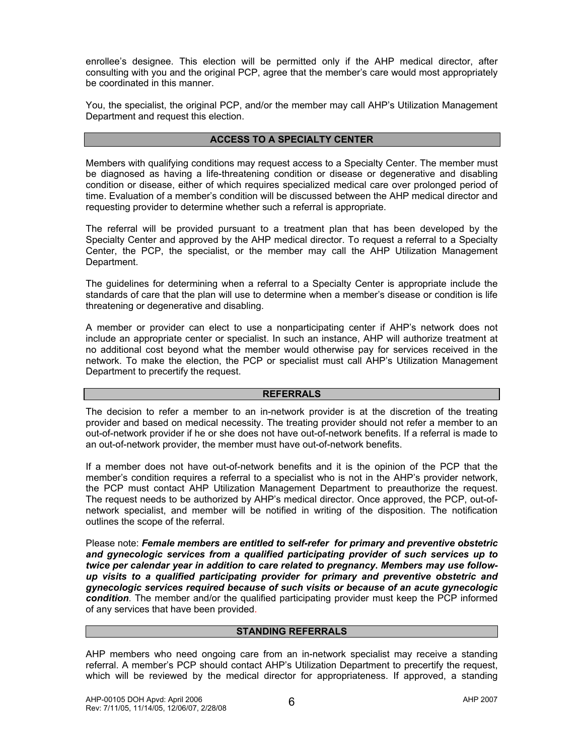enrollee's designee. This election will be permitted only if the AHP medical director, after consulting with you and the original PCP, agree that the member's care would most appropriately be coordinated in this manner.

You, the specialist, the original PCP, and/or the member may call AHP's Utilization Management Department and request this election.

## ACCESS TO A SPECIALTY CENTER

Members with qualifying conditions may request access to a Specialty Center. The member must be diagnosed as having a life-threatening condition or disease or degenerative and disabling condition or disease, either of which requires specialized medical care over prolonged period of time. Evaluation of a member's condition will be discussed between the AHP medical director and requesting provider to determine whether such a referral is appropriate.

The referral will be provided pursuant to a treatment plan that has been developed by the Specialty Center and approved by the AHP medical director. To request a referral to a Specialty Center, the PCP, the specialist, or the member may call the AHP Utilization Management Department.

The guidelines for determining when a referral to a Specialty Center is appropriate include the standards of care that the plan will use to determine when a member's disease or condition is life threatening or degenerative and disabling.

A member or provider can elect to use a nonparticipating center if AHP's network does not include an appropriate center or specialist. In such an instance, AHP will authorize treatment at no additional cost beyond what the member would otherwise pay for services received in the network. To make the election, the PCP or specialist must call AHP's Utilization Management Department to precertify the request.

## REFERRALS

The decision to refer a member to an in-network provider is at the discretion of the treating provider and based on medical necessity. The treating provider should not refer a member to an out-of-network provider if he or she does not have out-of-network benefits. If a referral is made to an out-of-network provider, the member must have out-of-network benefits.

If a member does not have out-of-network benefits and it is the opinion of the PCP that the member's condition requires a referral to a specialist who is not in the AHP's provider network, the PCP must contact AHP Utilization Management Department to preauthorize the request. The request needs to be authorized by AHP's medical director. Once approved, the PCP, out-of-network specialist, and member will be notified in writing of the disposition. The notification outlines the scope of the referral.

Please note: ***Female members are entitled to self-refer for primary and preventive obstetric and gynecologic services from a qualified participating provider of such services up to twice per calendar year in addition to care related to pregnancy. Members may use follow-up visits to a qualified participating provider for primary and preventive obstetric and gynecologic services required because of such visits or because of an acute gynecologic condition***. The member and/or the qualified participating provider must keep the PCP informed of any services that have been provided.

## STANDING REFERRALS

AHP members who need ongoing care from an in-network specialist may receive a standing referral. A member's PCP should contact AHP's Utilization Department to precertify the request, which will be reviewed by the medical director for appropriateness. If approved, a standing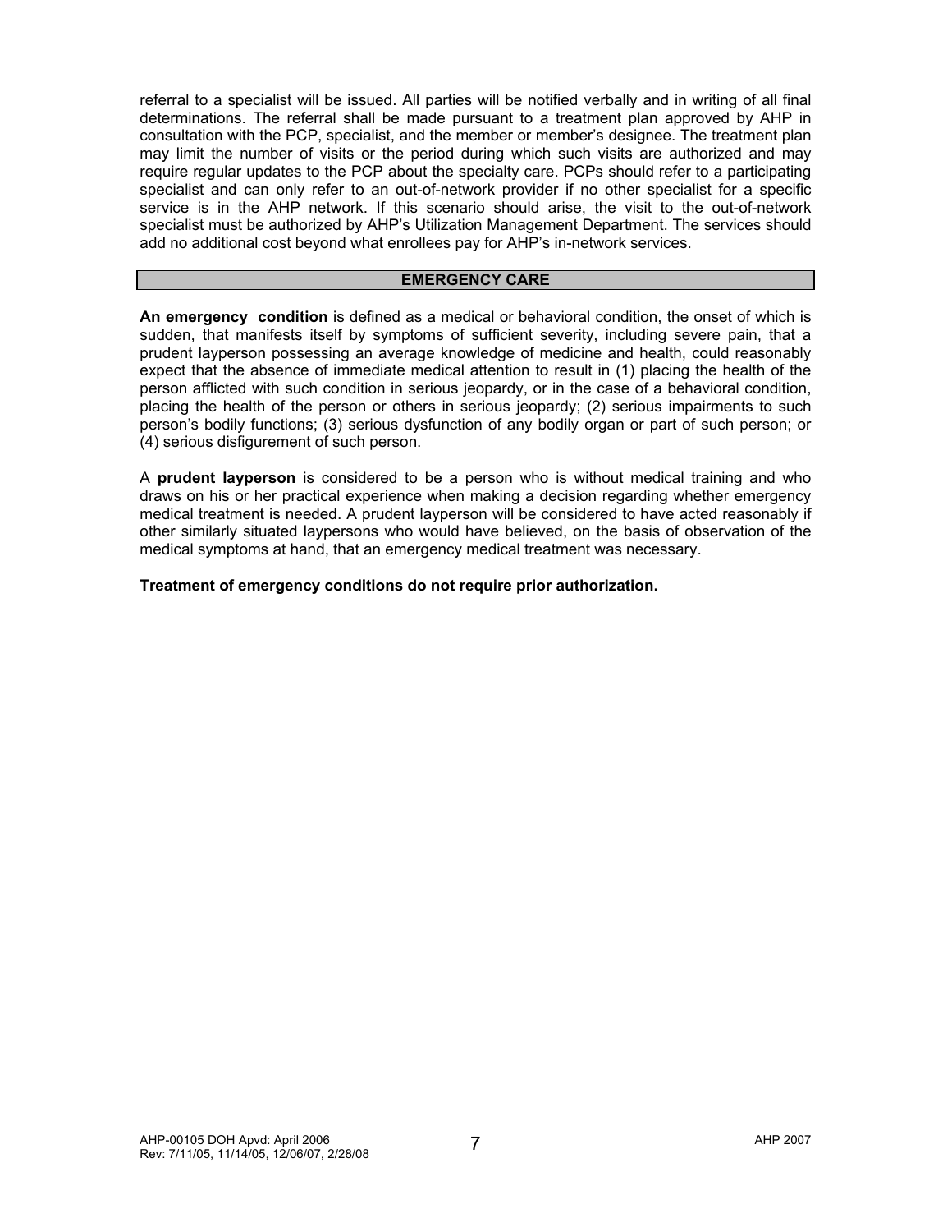referral to a specialist will be issued. All parties will be notified verbally and in writing of all final determinations. The referral shall be made pursuant to a treatment plan approved by AHP in consultation with the PCP, specialist, and the member or member's designee. The treatment plan may limit the number of visits or the period during which such visits are authorized and may require regular updates to the PCP about the specialty care. PCPs should refer to a participating specialist and can only refer to an out-of-network provider if no other specialist for a specific service is in the AHP network. If this scenario should arise, the visit to the out-of-network specialist must be authorized by AHP's Utilization Management Department. The services should add no additional cost beyond what enrollees pay for AHP's in-network services.

## EMERGENCY CARE

**An emergency condition** is defined as a medical or behavioral condition, the onset of which is sudden, that manifests itself by symptoms of sufficient severity, including severe pain, that a prudent layperson possessing an average knowledge of medicine and health, could reasonably expect that the absence of immediate medical attention to result in (1) placing the health of the person afflicted with such condition in serious jeopardy, or in the case of a behavioral condition, placing the health of the person or others in serious jeopardy; (2) serious impairments to such person's bodily functions; (3) serious dysfunction of any bodily organ or part of such person; or (4) serious disfigurement of such person.

A **prudent layperson** is considered to be a person who is without medical training and who draws on his or her practical experience when making a decision regarding whether emergency medical treatment is needed. A prudent layperson will be considered to have acted reasonably if other similarly situated laypersons who would have believed, on the basis of observation of the medical symptoms at hand, that an emergency medical treatment was necessary.

**Treatment of emergency conditions do not require prior authorization.**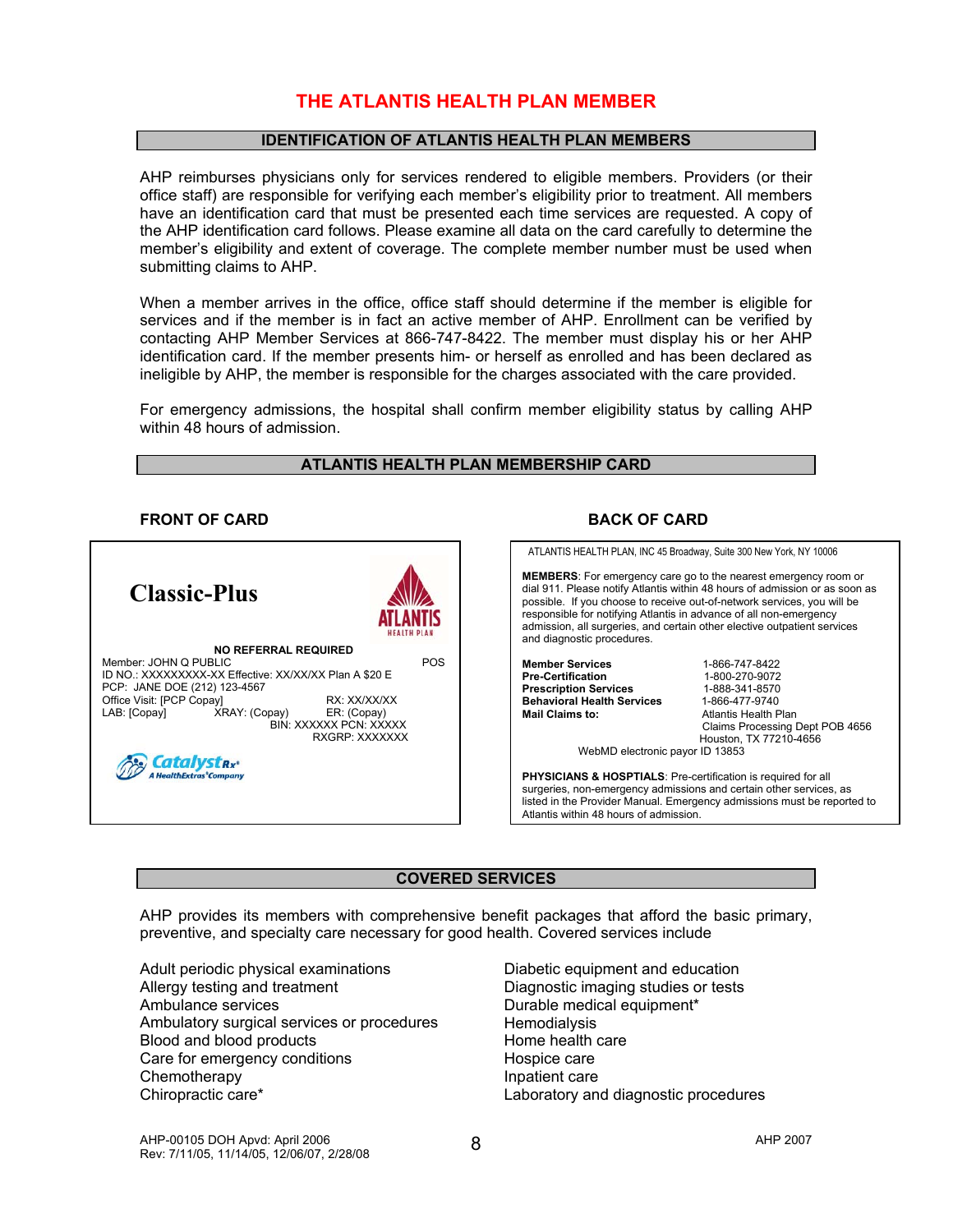# THE ATLANTIS HEALTH PLAN MEMBER

## IDENTIFICATION OF ATLANTIS HEALTH PLAN MEMBERS

AHP reimburses physicians only for services rendered to eligible members. Providers (or their office staff) are responsible for verifying each member's eligibility prior to treatment. All members have an identification card that must be presented each time services are requested. A copy of the AHP identification card follows. Please examine all data on the card carefully to determine the member's eligibility and extent of coverage. The complete member number must be used when submitting claims to AHP.

When a member arrives in the office, office staff should determine if the member is eligible for services and if the member is in fact an active member of AHP. Enrollment can be verified by contacting AHP Member Services at 866-747-8422. The member must display his or her AHP identification card. If the member presents him- or herself as enrolled and has been declared as ineligible by AHP, the member is responsible for the charges associated with the care provided.

For emergency admissions, the hospital shall confirm member eligibility status by calling AHP within 48 hours of admission.

## ATLANTIS HEALTH PLAN MEMBERSHIP CARD

### FRONT OF CARD

**Classic-Plus**

ATLANTIS HEALTH PLAN

**NO REFERRAL REQUIRED**

Member: JOHN Q PUBLIC POS
ID NO.: XXXXXXXXX-XX Effective: XX/XX/XX Plan A $20 E
PCP: JANE DOE (212) 123-4567
Office Visit: [PCP Copay] RX: XX/XX/XX
LAB: [Copay] XRAY: (Copay) ER: (Copay)
BIN: XXXXXX PCN: XXXXX
RXGRP: XXXXXXX

CatalystRx — A HealthExtras Company

### BACK OF CARD

ATLANTIS HEALTH PLAN, INC 45 Broadway, Suite 300 New York, NY 10006

**MEMBERS**: For emergency care go to the nearest emergency room or dial 911. Please notify Atlantis within 48 hours of admission or as soon as possible. If you choose to receive out-of-network services, you will be responsible for notifying Atlantis in advance of all non-emergency admission, all surgeries, and certain other elective outpatient services and diagnostic procedures.

| | |
|---|---|
| **Member Services** | 1-866-747-8422 |
| **Pre-Certification** | 1-800-270-9072 |
| **Prescription Services** | 1-888-341-8570 |
| **Behavioral Health Services** | 1-866-477-9740 |
| **Mail Claims to:** | Atlantis Health Plan<br>Claims Processing Dept POB 4656<br>Houston, TX 77210-4656 |

WebMD electronic payor ID 13853

**PHYSICIANS & HOSPTIALS**: Pre-certification is required for all surgeries, non-emergency admissions and certain other services, as listed in the Provider Manual. Emergency admissions must be reported to Atlantis within 48 hours of admission.

## COVERED SERVICES

AHP provides its members with comprehensive benefit packages that afford the basic primary, preventive, and specialty care necessary for good health. Covered services include

- Adult periodic physical examinations
- Allergy testing and treatment
- Ambulance services
- Ambulatory surgical services or procedures
- Blood and blood products
- Care for emergency conditions
- Chemotherapy
- Chiropractic care*
- Diabetic equipment and education
- Diagnostic imaging studies or tests
- Durable medical equipment*
- Hemodialysis
- Home health care
- Hospice care
- Inpatient care
- Laboratory and diagnostic procedures

AHP-00105 DOH Apvd: April 2006
Rev: 7/11/05, 11/14/05, 12/06/07, 2/28/08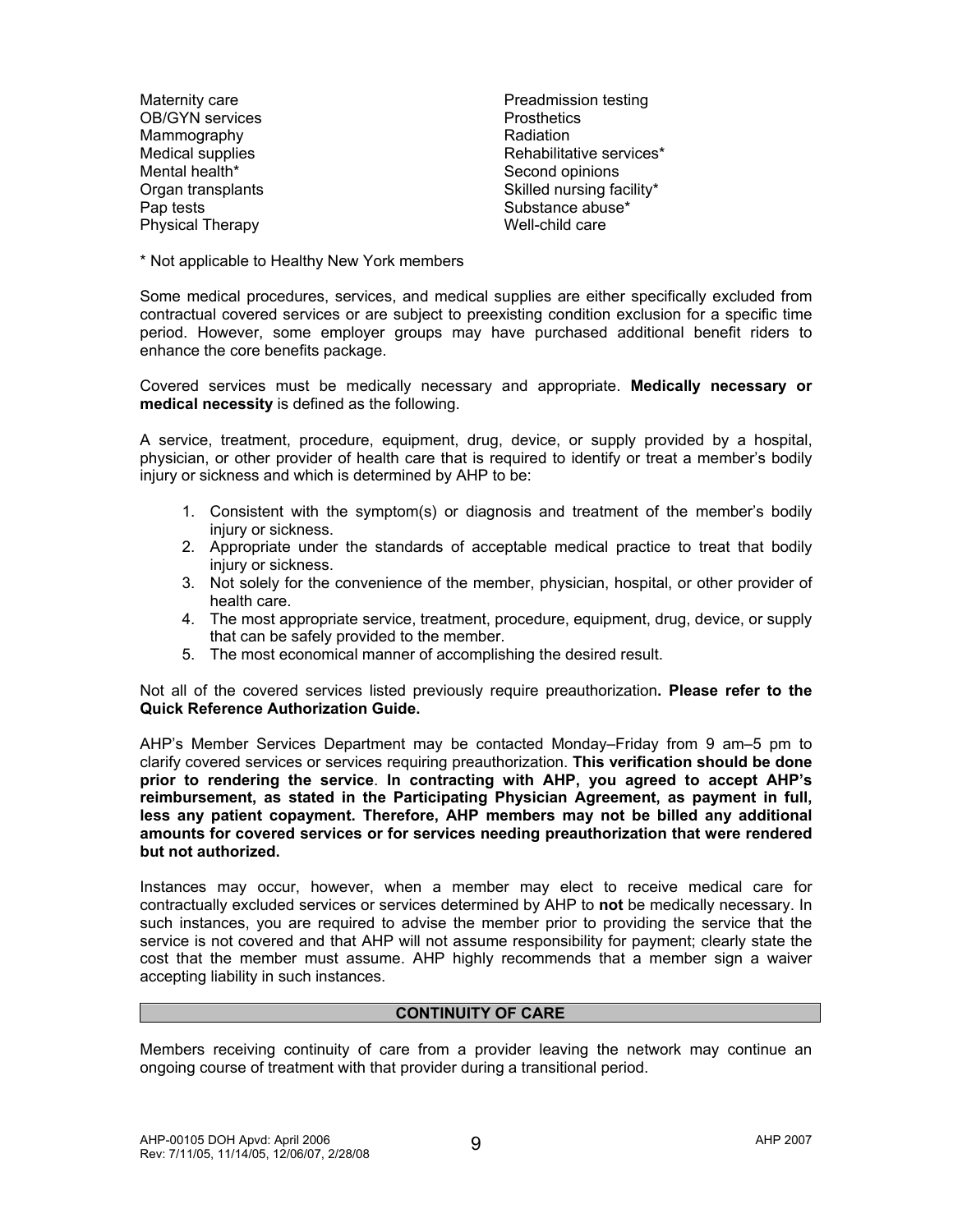- Maternity care
- OB/GYN services
- Mammography
- Medical supplies
- Mental health*
- Organ transplants
- Pap tests
- Physical Therapy
- Preadmission testing
- Prosthetics
- Radiation
- Rehabilitative services*
- Second opinions
- Skilled nursing facility*
- Substance abuse*
- Well-child care

\* Not applicable to Healthy New York members

Some medical procedures, services, and medical supplies are either specifically excluded from contractual covered services or are subject to preexisting condition exclusion for a specific time period. However, some employer groups may have purchased additional benefit riders to enhance the core benefits package.

Covered services must be medically necessary and appropriate. **Medically necessary or medical necessity** is defined as the following.

A service, treatment, procedure, equipment, drug, device, or supply provided by a hospital, physician, or other provider of health care that is required to identify or treat a member's bodily injury or sickness and which is determined by AHP to be:

1. Consistent with the symptom(s) or diagnosis and treatment of the member's bodily injury or sickness.
2. Appropriate under the standards of acceptable medical practice to treat that bodily injury or sickness.
3. Not solely for the convenience of the member, physician, hospital, or other provider of health care.
4. The most appropriate service, treatment, procedure, equipment, drug, device, or supply that can be safely provided to the member.
5. The most economical manner of accomplishing the desired result.

Not all of the covered services listed previously require preauthorization**. Please refer to the Quick Reference Authorization Guide.**

AHP's Member Services Department may be contacted Monday–Friday from 9 am–5 pm to clarify covered services or services requiring preauthorization. **This verification should be done prior to rendering the service**. **In contracting with AHP, you agreed to accept AHP's reimbursement, as stated in the Participating Physician Agreement, as payment in full, less any patient copayment. Therefore, AHP members may not be billed any additional amounts for covered services or for services needing preauthorization that were rendered but not authorized.**

Instances may occur, however, when a member may elect to receive medical care for contractually excluded services or services determined by AHP to **not** be medically necessary. In such instances, you are required to advise the member prior to providing the service that the service is not covered and that AHP will not assume responsibility for payment; clearly state the cost that the member must assume. AHP highly recommends that a member sign a waiver accepting liability in such instances.

## CONTINUITY OF CARE

Members receiving continuity of care from a provider leaving the network may continue an ongoing course of treatment with that provider during a transitional period.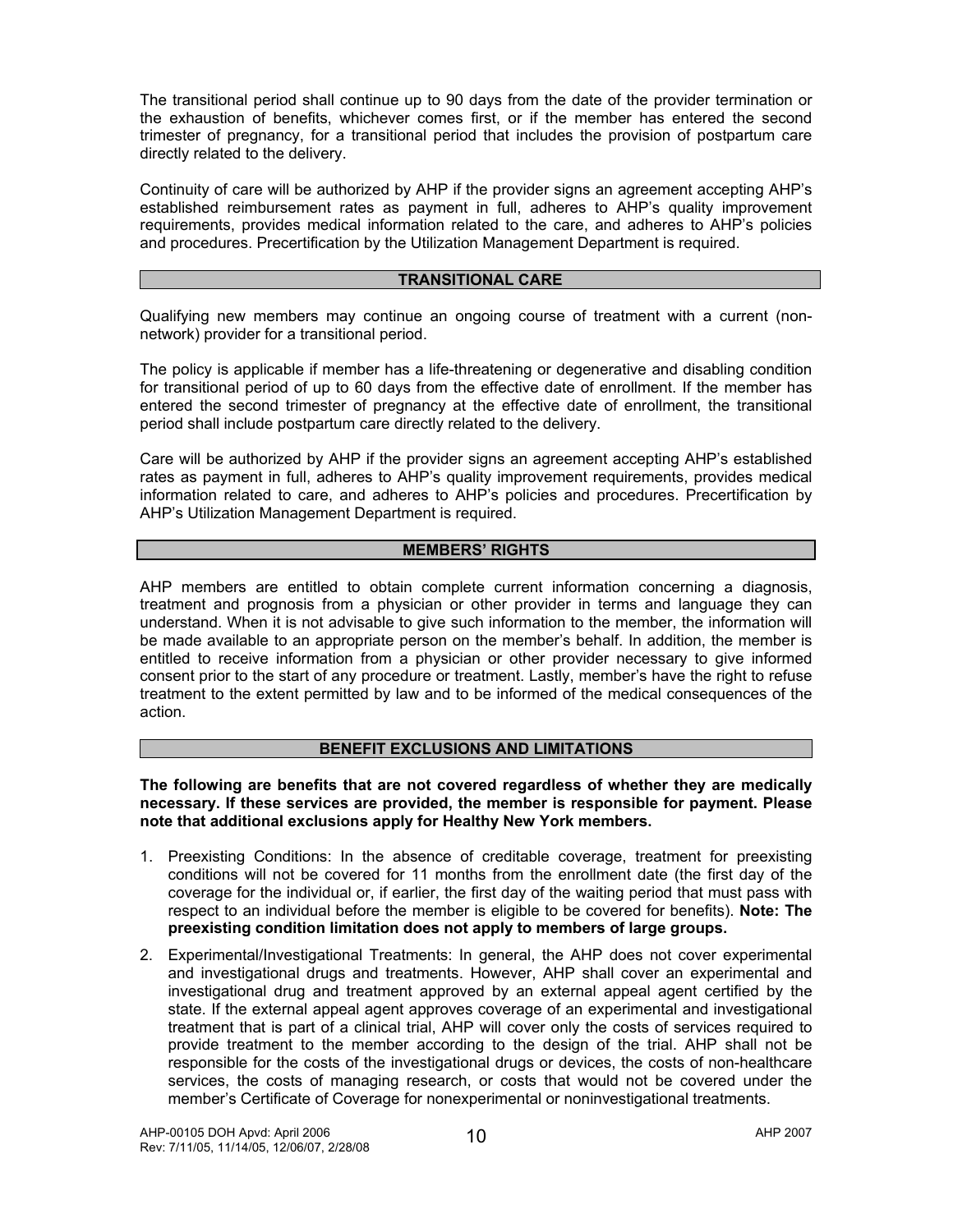The transitional period shall continue up to 90 days from the date of the provider termination or the exhaustion of benefits, whichever comes first, or if the member has entered the second trimester of pregnancy, for a transitional period that includes the provision of postpartum care directly related to the delivery.

Continuity of care will be authorized by AHP if the provider signs an agreement accepting AHP's established reimbursement rates as payment in full, adheres to AHP's quality improvement requirements, provides medical information related to the care, and adheres to AHP's policies and procedures. Precertification by the Utilization Management Department is required.

## TRANSITIONAL CARE

Qualifying new members may continue an ongoing course of treatment with a current (non-network) provider for a transitional period.

The policy is applicable if member has a life-threatening or degenerative and disabling condition for transitional period of up to 60 days from the effective date of enrollment. If the member has entered the second trimester of pregnancy at the effective date of enrollment, the transitional period shall include postpartum care directly related to the delivery.

Care will be authorized by AHP if the provider signs an agreement accepting AHP's established rates as payment in full, adheres to AHP's quality improvement requirements, provides medical information related to care, and adheres to AHP's policies and procedures. Precertification by AHP's Utilization Management Department is required.

## MEMBERS' RIGHTS

AHP members are entitled to obtain complete current information concerning a diagnosis, treatment and prognosis from a physician or other provider in terms and language they can understand. When it is not advisable to give such information to the member, the information will be made available to an appropriate person on the member's behalf. In addition, the member is entitled to receive information from a physician or other provider necessary to give informed consent prior to the start of any procedure or treatment. Lastly, member's have the right to refuse treatment to the extent permitted by law and to be informed of the medical consequences of the action.

## BENEFIT EXCLUSIONS AND LIMITATIONS

**The following are benefits that are not covered regardless of whether they are medically necessary. If these services are provided, the member is responsible for payment. Please note that additional exclusions apply for Healthy New York members.**

1. Preexisting Conditions: In the absence of creditable coverage, treatment for preexisting conditions will not be covered for 11 months from the enrollment date (the first day of the coverage for the individual or, if earlier, the first day of the waiting period that must pass with respect to an individual before the member is eligible to be covered for benefits). **Note: The preexisting condition limitation does not apply to members of large groups.**
2. Experimental/Investigational Treatments: In general, the AHP does not cover experimental and investigational drugs and treatments. However, AHP shall cover an experimental and investigational drug and treatment approved by an external appeal agent certified by the state. If the external appeal agent approves coverage of an experimental and investigational treatment that is part of a clinical trial, AHP will cover only the costs of services required to provide treatment to the member according to the design of the trial. AHP shall not be responsible for the costs of the investigational drugs or devices, the costs of non-healthcare services, the costs of managing research, or costs that would not be covered under the member's Certificate of Coverage for nonexperimental or noninvestigational treatments.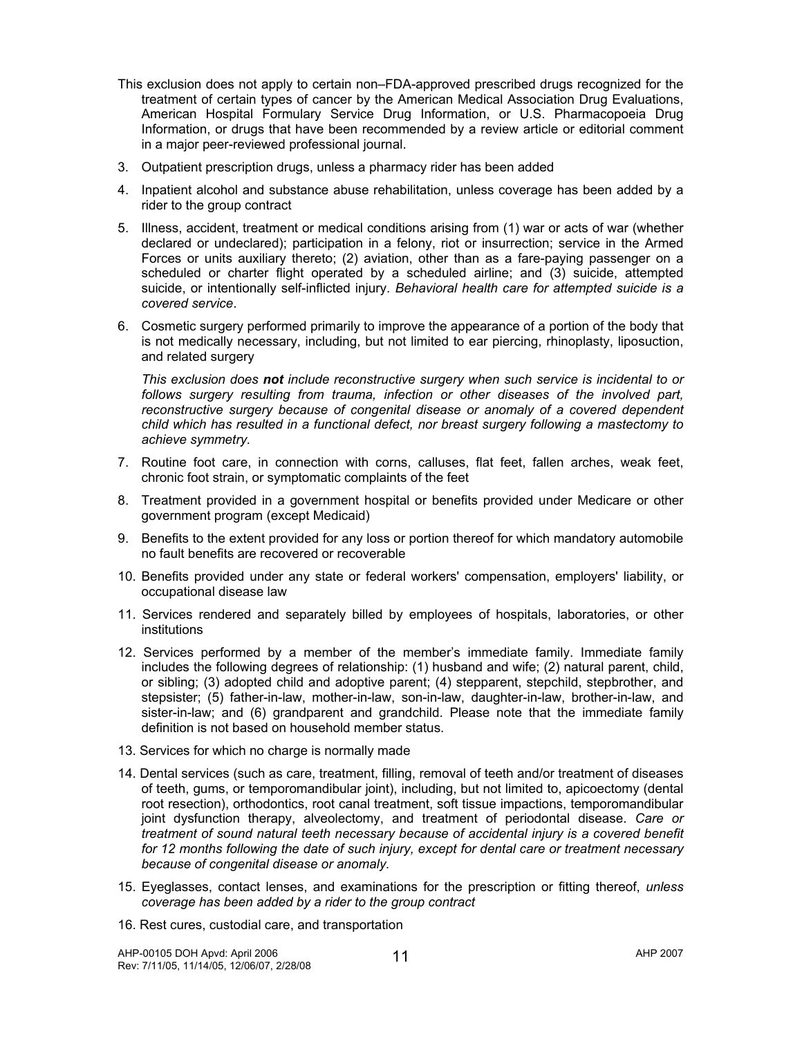This exclusion does not apply to certain non–FDA-approved prescribed drugs recognized for the treatment of certain types of cancer by the American Medical Association Drug Evaluations, American Hospital Formulary Service Drug Information, or U.S. Pharmacopoeia Drug Information, or drugs that have been recommended by a review article or editorial comment in a major peer-reviewed professional journal.

3. Outpatient prescription drugs, unless a pharmacy rider has been added
4. Inpatient alcohol and substance abuse rehabilitation, unless coverage has been added by a rider to the group contract
5. Illness, accident, treatment or medical conditions arising from (1) war or acts of war (whether declared or undeclared); participation in a felony, riot or insurrection; service in the Armed Forces or units auxiliary thereto; (2) aviation, other than as a fare-paying passenger on a scheduled or charter flight operated by a scheduled airline; and (3) suicide, attempted suicide, or intentionally self-inflicted injury. *Behavioral health care for attempted suicide is a covered service*.
6. Cosmetic surgery performed primarily to improve the appearance of a portion of the body that is not medically necessary, including, but not limited to ear piercing, rhinoplasty, liposuction, and related surgery

   *This exclusion does **not** include reconstructive surgery when such service is incidental to or follows surgery resulting from trauma, infection or other diseases of the involved part, reconstructive surgery because of congenital disease or anomaly of a covered dependent child which has resulted in a functional defect, nor breast surgery following a mastectomy to achieve symmetry.*
7. Routine foot care, in connection with corns, calluses, flat feet, fallen arches, weak feet, chronic foot strain, or symptomatic complaints of the feet
8. Treatment provided in a government hospital or benefits provided under Medicare or other government program (except Medicaid)
9. Benefits to the extent provided for any loss or portion thereof for which mandatory automobile no fault benefits are recovered or recoverable
10. Benefits provided under any state or federal workers' compensation, employers' liability, or occupational disease law
11. Services rendered and separately billed by employees of hospitals, laboratories, or other institutions
12. Services performed by a member of the member's immediate family. Immediate family includes the following degrees of relationship: (1) husband and wife; (2) natural parent, child, or sibling; (3) adopted child and adoptive parent; (4) stepparent, stepchild, stepbrother, and stepsister; (5) father-in-law, mother-in-law, son-in-law, daughter-in-law, brother-in-law, and sister-in-law; and (6) grandparent and grandchild. Please note that the immediate family definition is not based on household member status.
13. Services for which no charge is normally made
14. Dental services (such as care, treatment, filling, removal of teeth and/or treatment of diseases of teeth, gums, or temporomandibular joint), including, but not limited to, apicoectomy (dental root resection), orthodontics, root canal treatment, soft tissue impactions, temporomandibular joint dysfunction therapy, alveolectomy, and treatment of periodontal disease. *Care or treatment of sound natural teeth necessary because of accidental injury is a covered benefit for 12 months following the date of such injury, except for dental care or treatment necessary because of congenital disease or anomaly.*
15. Eyeglasses, contact lenses, and examinations for the prescription or fitting thereof, *unless coverage has been added by a rider to the group contract*
16. Rest cures, custodial care, and transportation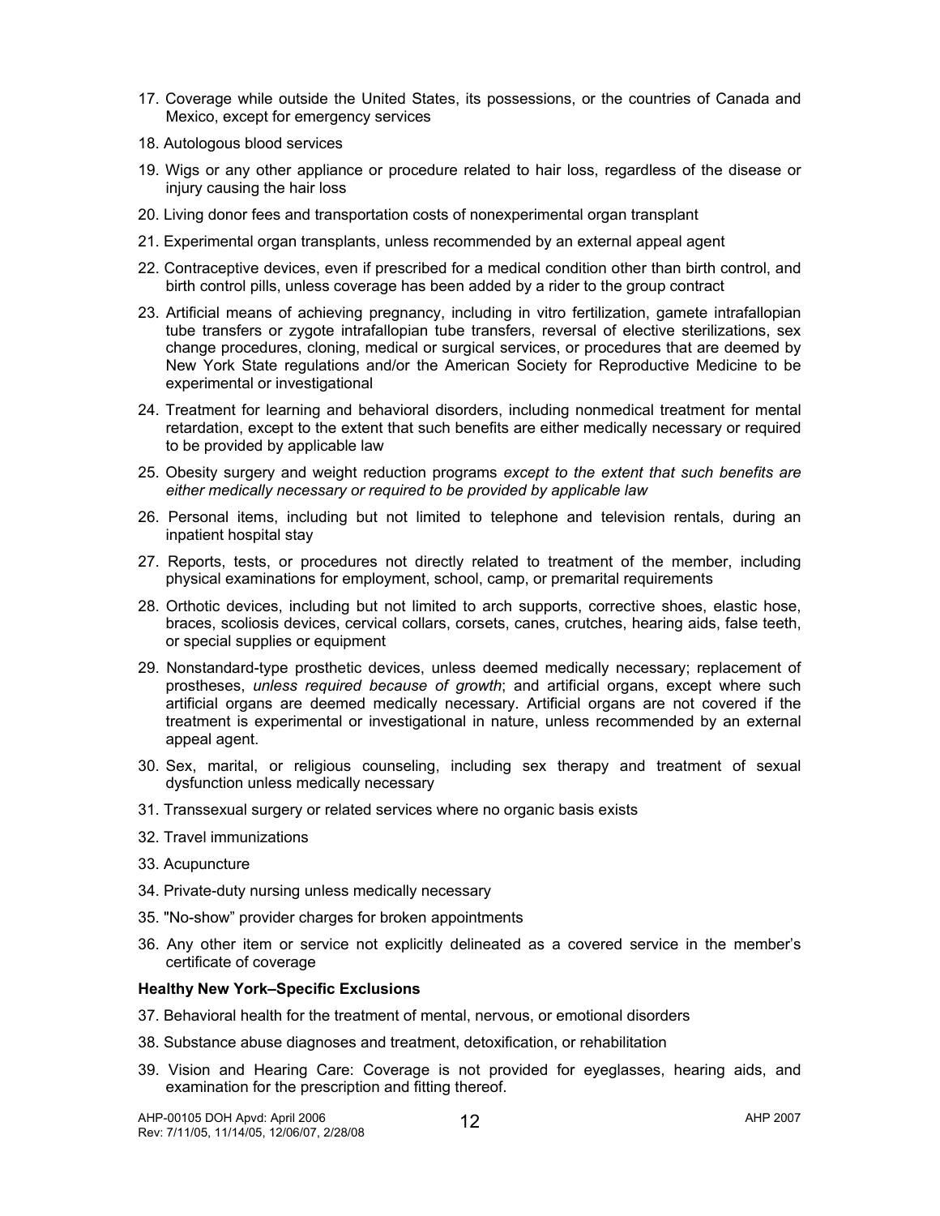17. Coverage while outside the United States, its possessions, or the countries of Canada and Mexico, except for emergency services
18. Autologous blood services
19. Wigs or any other appliance or procedure related to hair loss, regardless of the disease or injury causing the hair loss
20. Living donor fees and transportation costs of nonexperimental organ transplant
21. Experimental organ transplants, unless recommended by an external appeal agent
22. Contraceptive devices, even if prescribed for a medical condition other than birth control, and birth control pills, unless coverage has been added by a rider to the group contract
23. Artificial means of achieving pregnancy, including in vitro fertilization, gamete intrafallopian tube transfers or zygote intrafallopian tube transfers, reversal of elective sterilizations, sex change procedures, cloning, medical or surgical services, or procedures that are deemed by New York State regulations and/or the American Society for Reproductive Medicine to be experimental or investigational
24. Treatment for learning and behavioral disorders, including nonmedical treatment for mental retardation, except to the extent that such benefits are either medically necessary or required to be provided by applicable law
25. Obesity surgery and weight reduction programs *except to the extent that such benefits are either medically necessary or required to be provided by applicable law*
26. Personal items, including but not limited to telephone and television rentals, during an inpatient hospital stay
27. Reports, tests, or procedures not directly related to treatment of the member, including physical examinations for employment, school, camp, or premarital requirements
28. Orthotic devices, including but not limited to arch supports, corrective shoes, elastic hose, braces, scoliosis devices, cervical collars, corsets, canes, crutches, hearing aids, false teeth, or special supplies or equipment
29. Nonstandard-type prosthetic devices, unless deemed medically necessary; replacement of prostheses, *unless required because of growth*; and artificial organs, except where such artificial organs are deemed medically necessary. Artificial organs are not covered if the treatment is experimental or investigational in nature, unless recommended by an external appeal agent.
30. Sex, marital, or religious counseling, including sex therapy and treatment of sexual dysfunction unless medically necessary
31. Transsexual surgery or related services where no organic basis exists
32. Travel immunizations
33. Acupuncture
34. Private-duty nursing unless medically necessary
35. "No-show" provider charges for broken appointments
36. Any other item or service not explicitly delineated as a covered service in the member's certificate of coverage

**Healthy New York–Specific Exclusions**

37. Behavioral health for the treatment of mental, nervous, or emotional disorders
38. Substance abuse diagnoses and treatment, detoxification, or rehabilitation
39. Vision and Hearing Care: Coverage is not provided for eyeglasses, hearing aids, and examination for the prescription and fitting thereof.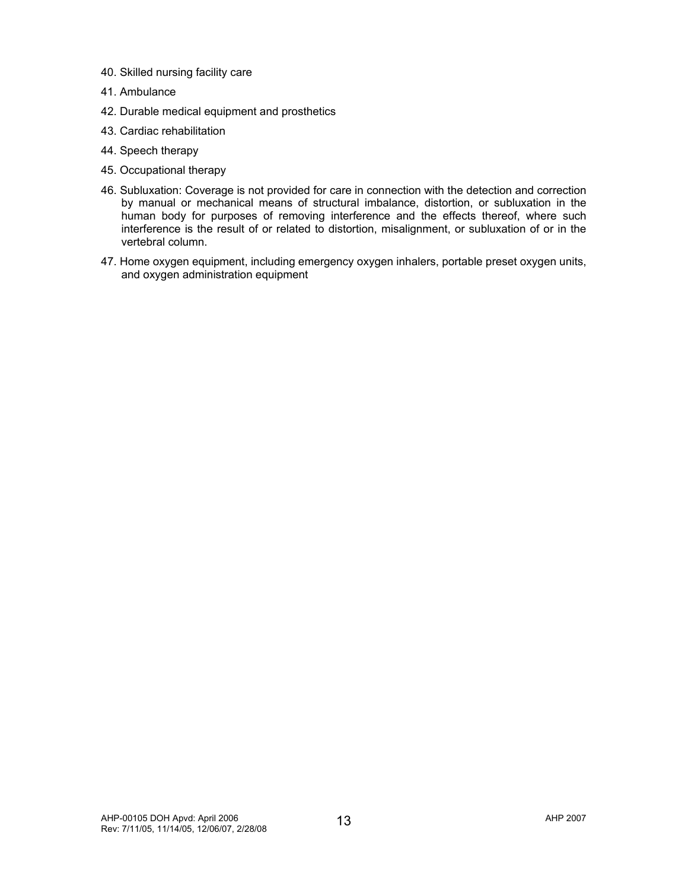40. Skilled nursing facility care
41. Ambulance
42. Durable medical equipment and prosthetics
43. Cardiac rehabilitation
44. Speech therapy
45. Occupational therapy
46. Subluxation: Coverage is not provided for care in connection with the detection and correction by manual or mechanical means of structural imbalance, distortion, or subluxation in the human body for purposes of removing interference and the effects thereof, where such interference is the result of or related to distortion, misalignment, or subluxation of or in the vertebral column.
47. Home oxygen equipment, including emergency oxygen inhalers, portable preset oxygen units, and oxygen administration equipment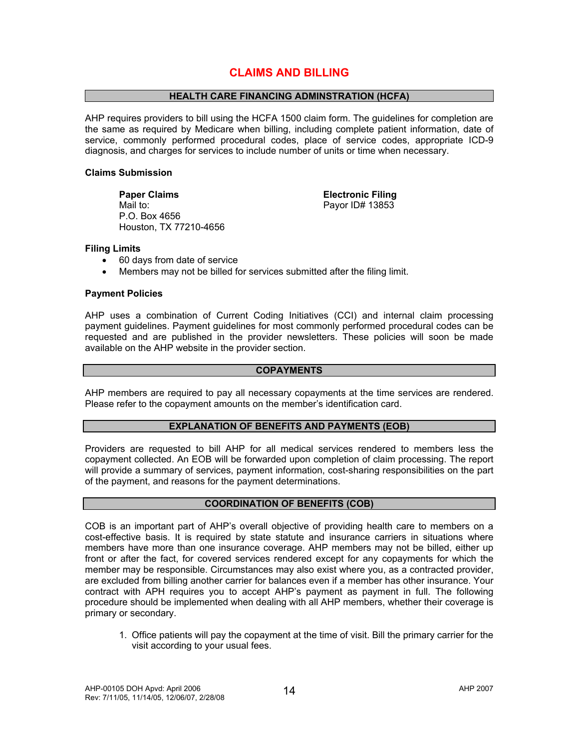# CLAIMS AND BILLING

## HEALTH CARE FINANCING ADMINSTRATION (HCFA)

AHP requires providers to bill using the HCFA 1500 claim form. The guidelines for completion are the same as required by Medicare when billing, including complete patient information, date of service, commonly performed procedural codes, place of service codes, appropriate ICD-9 diagnosis, and charges for services to include number of units or time when necessary.

**Claims Submission**

**Paper Claims**
Mail to:
P.O. Box 4656
Houston, TX 77210-4656

**Electronic Filing**
Payor ID# 13853

**Filing Limits**

- 60 days from date of service
- Members may not be billed for services submitted after the filing limit.

**Payment Policies**

AHP uses a combination of Current Coding Initiatives (CCI) and internal claim processing payment guidelines. Payment guidelines for most commonly performed procedural codes can be requested and are published in the provider newsletters. These policies will soon be made available on the AHP website in the provider section.

## COPAYMENTS

AHP members are required to pay all necessary copayments at the time services are rendered. Please refer to the copayment amounts on the member's identification card.

## EXPLANATION OF BENEFITS AND PAYMENTS (EOB)

Providers are requested to bill AHP for all medical services rendered to members less the copayment collected. An EOB will be forwarded upon completion of claim processing. The report will provide a summary of services, payment information, cost-sharing responsibilities on the part of the payment, and reasons for the payment determinations.

## COORDINATION OF BENEFITS (COB)

COB is an important part of AHP's overall objective of providing health care to members on a cost-effective basis. It is required by state statute and insurance carriers in situations where members have more than one insurance coverage. AHP members may not be billed, either up front or after the fact, for covered services rendered except for any copayments for which the member may be responsible. Circumstances may also exist where you, as a contracted provider, are excluded from billing another carrier for balances even if a member has other insurance. Your contract with APH requires you to accept AHP's payment as payment in full. The following procedure should be implemented when dealing with all AHP members, whether their coverage is primary or secondary.

1. Office patients will pay the copayment at the time of visit. Bill the primary carrier for the visit according to your usual fees.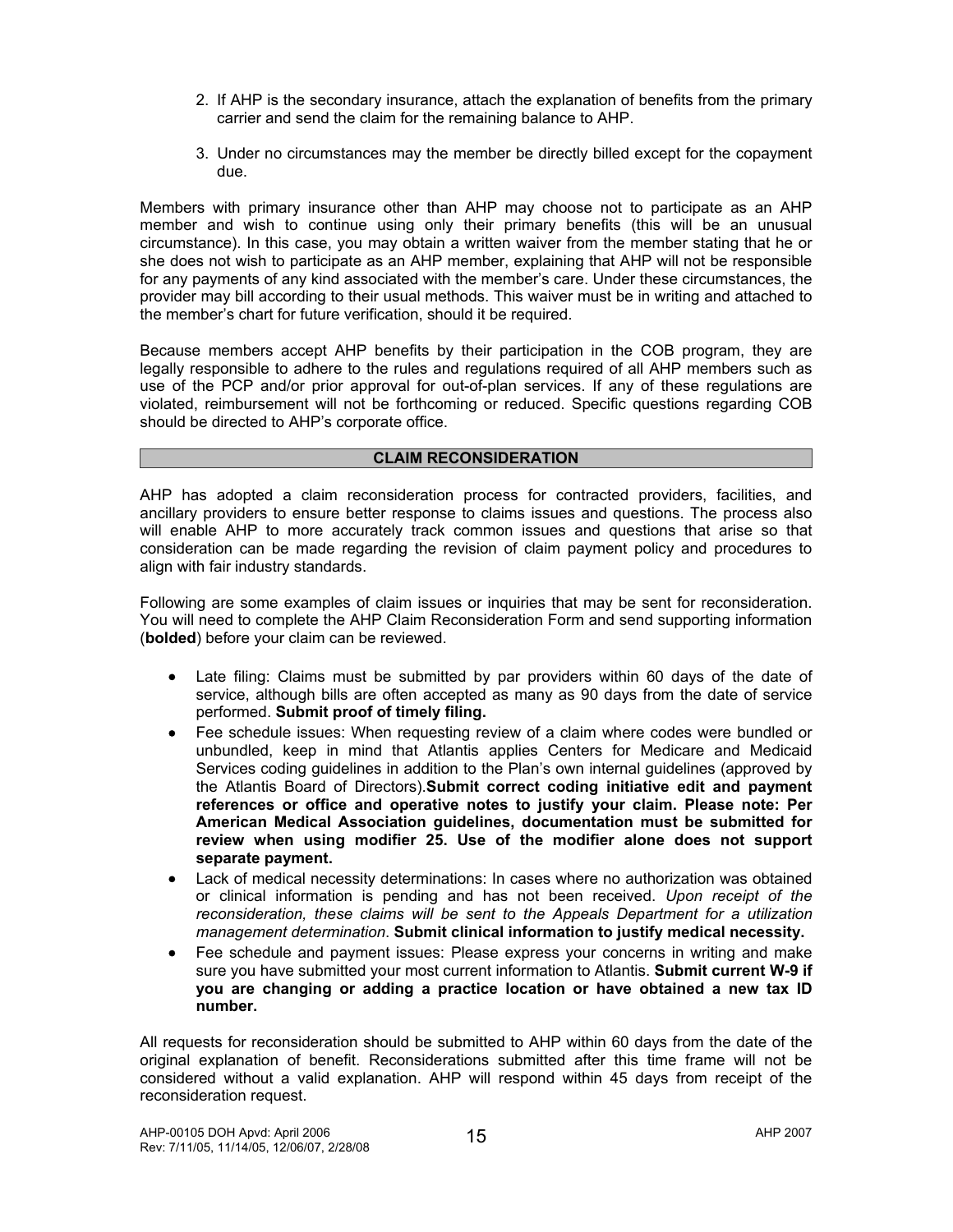2. If AHP is the secondary insurance, attach the explanation of benefits from the primary carrier and send the claim for the remaining balance to AHP.
3. Under no circumstances may the member be directly billed except for the copayment due.

Members with primary insurance other than AHP may choose not to participate as an AHP member and wish to continue using only their primary benefits (this will be an unusual circumstance). In this case, you may obtain a written waiver from the member stating that he or she does not wish to participate as an AHP member, explaining that AHP will not be responsible for any payments of any kind associated with the member's care. Under these circumstances, the provider may bill according to their usual methods. This waiver must be in writing and attached to the member's chart for future verification, should it be required.

Because members accept AHP benefits by their participation in the COB program, they are legally responsible to adhere to the rules and regulations required of all AHP members such as use of the PCP and/or prior approval for out-of-plan services. If any of these regulations are violated, reimbursement will not be forthcoming or reduced. Specific questions regarding COB should be directed to AHP's corporate office.

## CLAIM RECONSIDERATION

AHP has adopted a claim reconsideration process for contracted providers, facilities, and ancillary providers to ensure better response to claims issues and questions. The process also will enable AHP to more accurately track common issues and questions that arise so that consideration can be made regarding the revision of claim payment policy and procedures to align with fair industry standards.

Following are some examples of claim issues or inquiries that may be sent for reconsideration. You will need to complete the AHP Claim Reconsideration Form and send supporting information (**bolded**) before your claim can be reviewed.

- Late filing: Claims must be submitted by par providers within 60 days of the date of service, although bills are often accepted as many as 90 days from the date of service performed. **Submit proof of timely filing.**
- Fee schedule issues: When requesting review of a claim where codes were bundled or unbundled, keep in mind that Atlantis applies Centers for Medicare and Medicaid Services coding guidelines in addition to the Plan's own internal guidelines (approved by the Atlantis Board of Directors).**Submit correct coding initiative edit and payment references or office and operative notes to justify your claim. Please note: Per American Medical Association guidelines, documentation must be submitted for review when using modifier 25. Use of the modifier alone does not support separate payment.**
- Lack of medical necessity determinations: In cases where no authorization was obtained or clinical information is pending and has not been received. *Upon receipt of the reconsideration, these claims will be sent to the Appeals Department for a utilization management determination*. **Submit clinical information to justify medical necessity.**
- Fee schedule and payment issues: Please express your concerns in writing and make sure you have submitted your most current information to Atlantis. **Submit current W-9 if you are changing or adding a practice location or have obtained a new tax ID number.**

All requests for reconsideration should be submitted to AHP within 60 days from the date of the original explanation of benefit. Reconsiderations submitted after this time frame will not be considered without a valid explanation. AHP will respond within 45 days from receipt of the reconsideration request.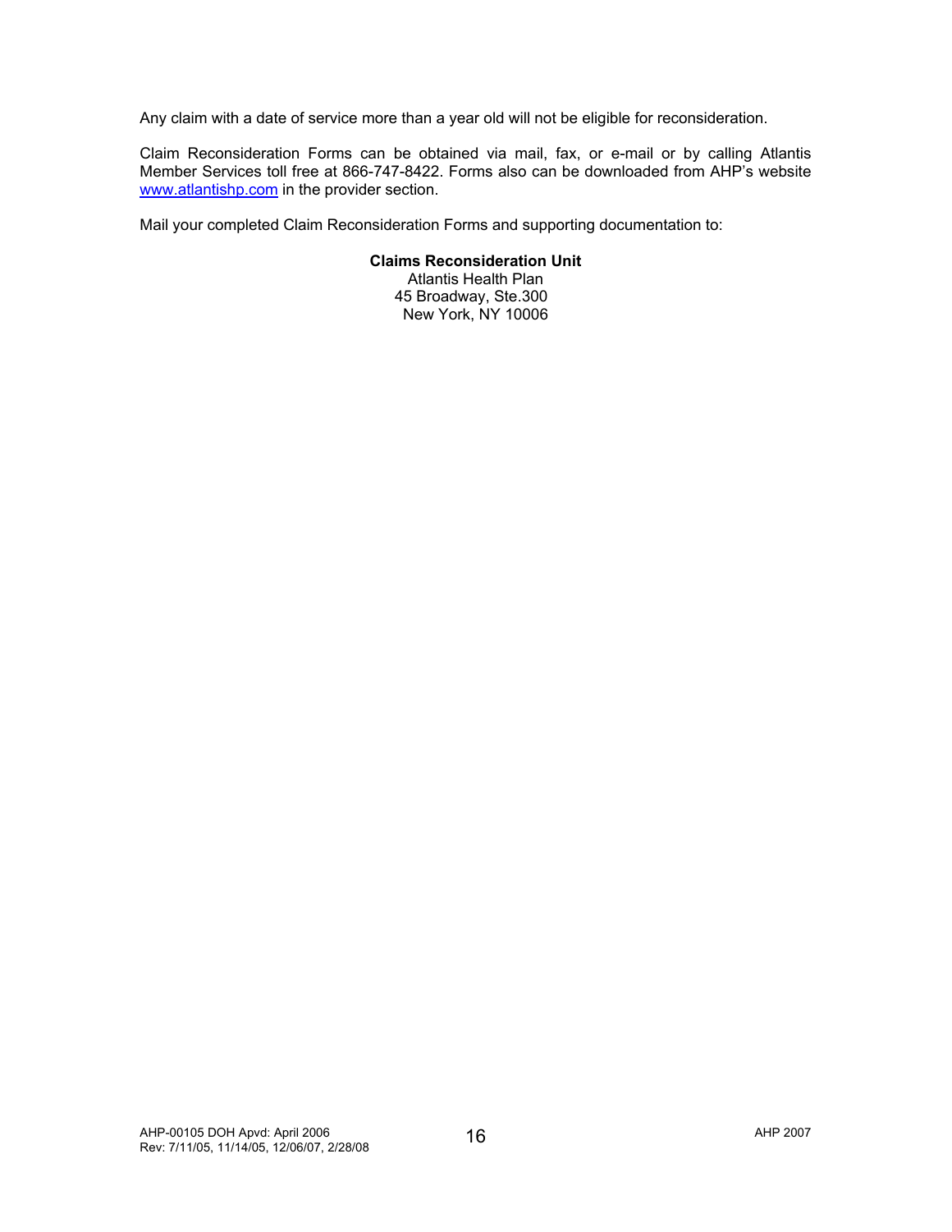Any claim with a date of service more than a year old will not be eligible for reconsideration.

Claim Reconsideration Forms can be obtained via mail, fax, or e-mail or by calling Atlantis Member Services toll free at 866-747-8422. Forms also can be downloaded from AHP's website www.atlantishp.com in the provider section.

Mail your completed Claim Reconsideration Forms and supporting documentation to:

**Claims Reconsideration Unit**
Atlantis Health Plan
45 Broadway, Ste.300
New York, NY 10006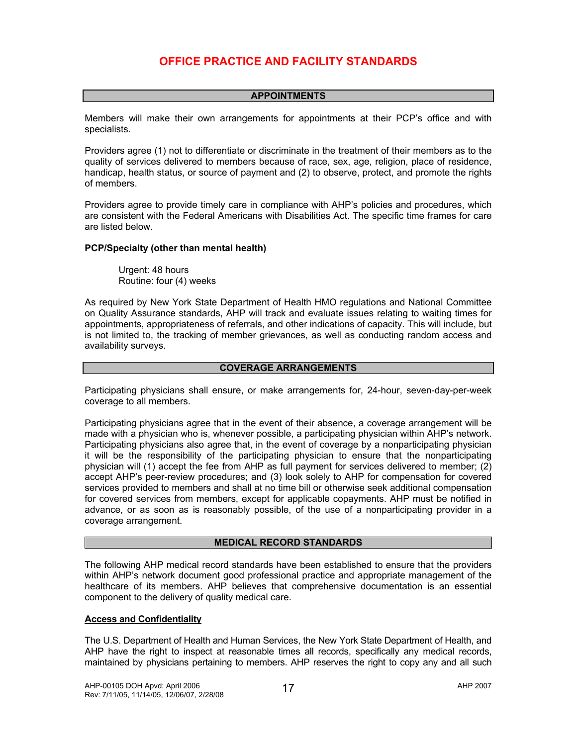# OFFICE PRACTICE AND FACILITY STANDARDS

## APPOINTMENTS

Members will make their own arrangements for appointments at their PCP's office and with specialists.

Providers agree (1) not to differentiate or discriminate in the treatment of their members as to the quality of services delivered to members because of race, sex, age, religion, place of residence, handicap, health status, or source of payment and (2) to observe, protect, and promote the rights of members.

Providers agree to provide timely care in compliance with AHP's policies and procedures, which are consistent with the Federal Americans with Disabilities Act. The specific time frames for care are listed below.

**PCP/Specialty (other than mental health)**

Urgent: 48 hours
Routine: four (4) weeks

As required by New York State Department of Health HMO regulations and National Committee on Quality Assurance standards, AHP will track and evaluate issues relating to waiting times for appointments, appropriateness of referrals, and other indications of capacity. This will include, but is not limited to, the tracking of member grievances, as well as conducting random access and availability surveys.

## COVERAGE ARRANGEMENTS

Participating physicians shall ensure, or make arrangements for, 24-hour, seven-day-per-week coverage to all members.

Participating physicians agree that in the event of their absence, a coverage arrangement will be made with a physician who is, whenever possible, a participating physician within AHP's network. Participating physicians also agree that, in the event of coverage by a nonparticipating physician it will be the responsibility of the participating physician to ensure that the nonparticipating physician will (1) accept the fee from AHP as full payment for services delivered to member; (2) accept AHP's peer-review procedures; and (3) look solely to AHP for compensation for covered services provided to members and shall at no time bill or otherwise seek additional compensation for covered services from members, except for applicable copayments. AHP must be notified in advance, or as soon as is reasonably possible, of the use of a nonparticipating provider in a coverage arrangement.

## MEDICAL RECORD STANDARDS

The following AHP medical record standards have been established to ensure that the providers within AHP's network document good professional practice and appropriate management of the healthcare of its members. AHP believes that comprehensive documentation is an essential component to the delivery of quality medical care.

### Access and Confidentiality

The U.S. Department of Health and Human Services, the New York State Department of Health, and AHP have the right to inspect at reasonable times all records, specifically any medical records, maintained by physicians pertaining to members. AHP reserves the right to copy any and all such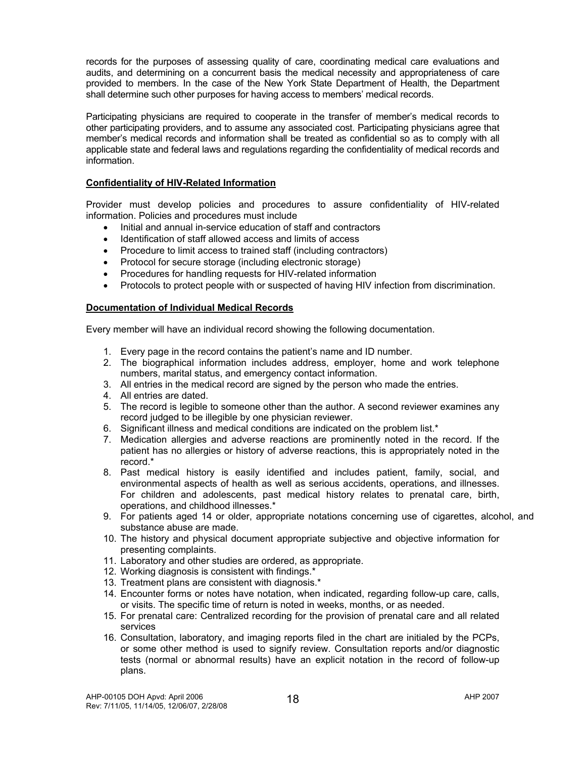records for the purposes of assessing quality of care, coordinating medical care evaluations and audits, and determining on a concurrent basis the medical necessity and appropriateness of care provided to members. In the case of the New York State Department of Health, the Department shall determine such other purposes for having access to members' medical records.

Participating physicians are required to cooperate in the transfer of member's medical records to other participating providers, and to assume any associated cost. Participating physicians agree that member's medical records and information shall be treated as confidential so as to comply with all applicable state and federal laws and regulations regarding the confidentiality of medical records and information.

## Confidentiality of HIV-Related Information

Provider must develop policies and procedures to assure confidentiality of HIV-related information. Policies and procedures must include

- Initial and annual in-service education of staff and contractors
- Identification of staff allowed access and limits of access
- Procedure to limit access to trained staff (including contractors)
- Protocol for secure storage (including electronic storage)
- Procedures for handling requests for HIV-related information
- Protocols to protect people with or suspected of having HIV infection from discrimination.

## Documentation of Individual Medical Records

Every member will have an individual record showing the following documentation.

1. Every page in the record contains the patient's name and ID number.
2. The biographical information includes address, employer, home and work telephone numbers, marital status, and emergency contact information.
3. All entries in the medical record are signed by the person who made the entries.
4. All entries are dated.
5. The record is legible to someone other than the author. A second reviewer examines any record judged to be illegible by one physician reviewer.
6. Significant illness and medical conditions are indicated on the problem list.*
7. Medication allergies and adverse reactions are prominently noted in the record. If the patient has no allergies or history of adverse reactions, this is appropriately noted in the record.*
8. Past medical history is easily identified and includes patient, family, social, and environmental aspects of health as well as serious accidents, operations, and illnesses. For children and adolescents, past medical history relates to prenatal care, birth, operations, and childhood illnesses.*
9. For patients aged 14 or older, appropriate notations concerning use of cigarettes, alcohol, and substance abuse are made.
10. The history and physical document appropriate subjective and objective information for presenting complaints.
11. Laboratory and other studies are ordered, as appropriate.
12. Working diagnosis is consistent with findings.*
13. Treatment plans are consistent with diagnosis.*
14. Encounter forms or notes have notation, when indicated, regarding follow-up care, calls, or visits. The specific time of return is noted in weeks, months, or as needed.
15. For prenatal care: Centralized recording for the provision of prenatal care and all related services
16. Consultation, laboratory, and imaging reports filed in the chart are initialed by the PCPs, or some other method is used to signify review. Consultation reports and/or diagnostic tests (normal or abnormal results) have an explicit notation in the record of follow-up plans.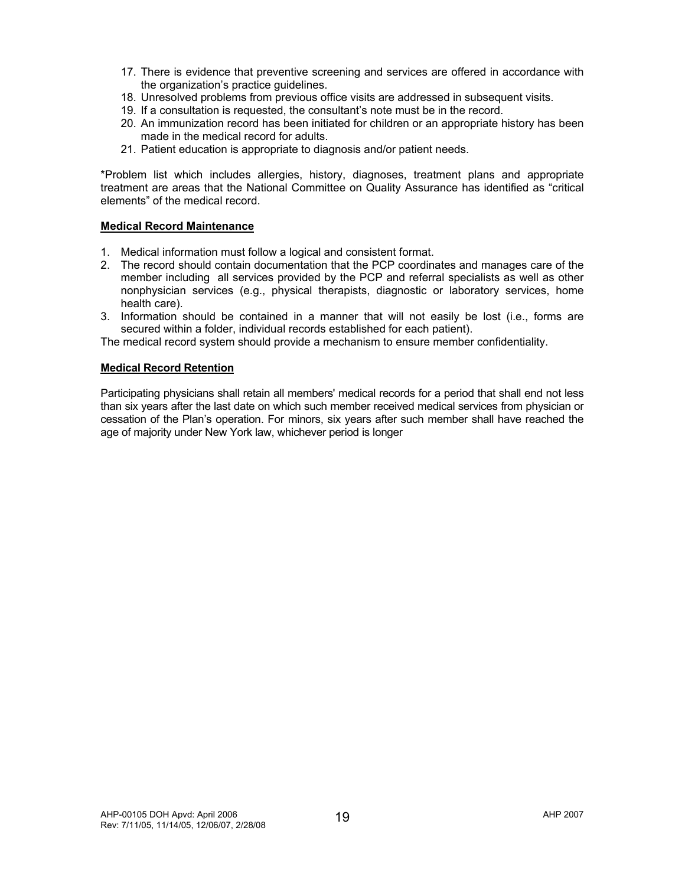17. There is evidence that preventive screening and services are offered in accordance with the organization's practice guidelines.
18. Unresolved problems from previous office visits are addressed in subsequent visits.
19. If a consultation is requested, the consultant's note must be in the record.
20. An immunization record has been initiated for children or an appropriate history has been made in the medical record for adults.
21. Patient education is appropriate to diagnosis and/or patient needs.

*Problem list which includes allergies, history, diagnoses, treatment plans and appropriate treatment are areas that the National Committee on Quality Assurance has identified as "critical elements" of the medical record.

**Medical Record Maintenance**

1. Medical information must follow a logical and consistent format.
2. The record should contain documentation that the PCP coordinates and manages care of the member including all services provided by the PCP and referral specialists as well as other nonphysician services (e.g., physical therapists, diagnostic or laboratory services, home health care).
3. Information should be contained in a manner that will not easily be lost (i.e., forms are secured within a folder, individual records established for each patient).

The medical record system should provide a mechanism to ensure member confidentiality.

**Medical Record Retention**

Participating physicians shall retain all members' medical records for a period that shall end not less than six years after the last date on which such member received medical services from physician or cessation of the Plan's operation. For minors, six years after such member shall have reached the age of majority under New York law, whichever period is longer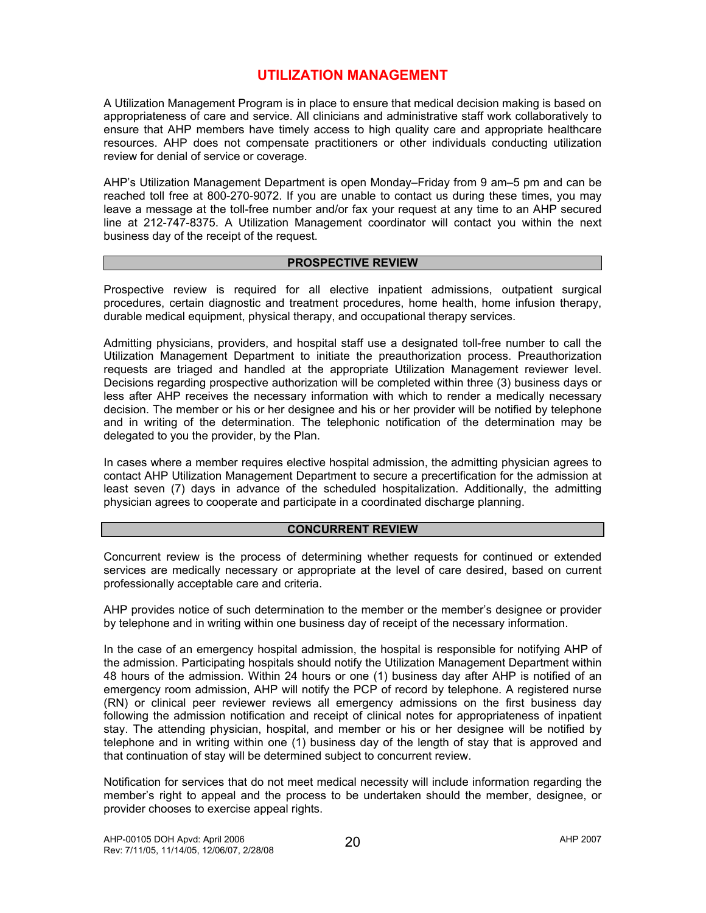# UTILIZATION MANAGEMENT

A Utilization Management Program is in place to ensure that medical decision making is based on appropriateness of care and service. All clinicians and administrative staff work collaboratively to ensure that AHP members have timely access to high quality care and appropriate healthcare resources. AHP does not compensate practitioners or other individuals conducting utilization review for denial of service or coverage.

AHP's Utilization Management Department is open Monday–Friday from 9 am–5 pm and can be reached toll free at 800-270-9072. If you are unable to contact us during these times, you may leave a message at the toll-free number and/or fax your request at any time to an AHP secured line at 212-747-8375. A Utilization Management coordinator will contact you within the next business day of the receipt of the request.

## PROSPECTIVE REVIEW

Prospective review is required for all elective inpatient admissions, outpatient surgical procedures, certain diagnostic and treatment procedures, home health, home infusion therapy, durable medical equipment, physical therapy, and occupational therapy services.

Admitting physicians, providers, and hospital staff use a designated toll-free number to call the Utilization Management Department to initiate the preauthorization process. Preauthorization requests are triaged and handled at the appropriate Utilization Management reviewer level. Decisions regarding prospective authorization will be completed within three (3) business days or less after AHP receives the necessary information with which to render a medically necessary decision. The member or his or her designee and his or her provider will be notified by telephone and in writing of the determination. The telephonic notification of the determination may be delegated to you the provider, by the Plan.

In cases where a member requires elective hospital admission, the admitting physician agrees to contact AHP Utilization Management Department to secure a precertification for the admission at least seven (7) days in advance of the scheduled hospitalization. Additionally, the admitting physician agrees to cooperate and participate in a coordinated discharge planning.

## CONCURRENT REVIEW

Concurrent review is the process of determining whether requests for continued or extended services are medically necessary or appropriate at the level of care desired, based on current professionally acceptable care and criteria.

AHP provides notice of such determination to the member or the member's designee or provider by telephone and in writing within one business day of receipt of the necessary information.

In the case of an emergency hospital admission, the hospital is responsible for notifying AHP of the admission. Participating hospitals should notify the Utilization Management Department within 48 hours of the admission. Within 24 hours or one (1) business day after AHP is notified of an emergency room admission, AHP will notify the PCP of record by telephone. A registered nurse (RN) or clinical peer reviewer reviews all emergency admissions on the first business day following the admission notification and receipt of clinical notes for appropriateness of inpatient stay. The attending physician, hospital, and member or his or her designee will be notified by telephone and in writing within one (1) business day of the length of stay that is approved and that continuation of stay will be determined subject to concurrent review.

Notification for services that do not meet medical necessity will include information regarding the member's right to appeal and the process to be undertaken should the member, designee, or provider chooses to exercise appeal rights.

AHP-00105 DOH Apvd: April 2006
Rev: 7/11/05, 11/14/05, 12/06/07, 2/28/08

AHP 2007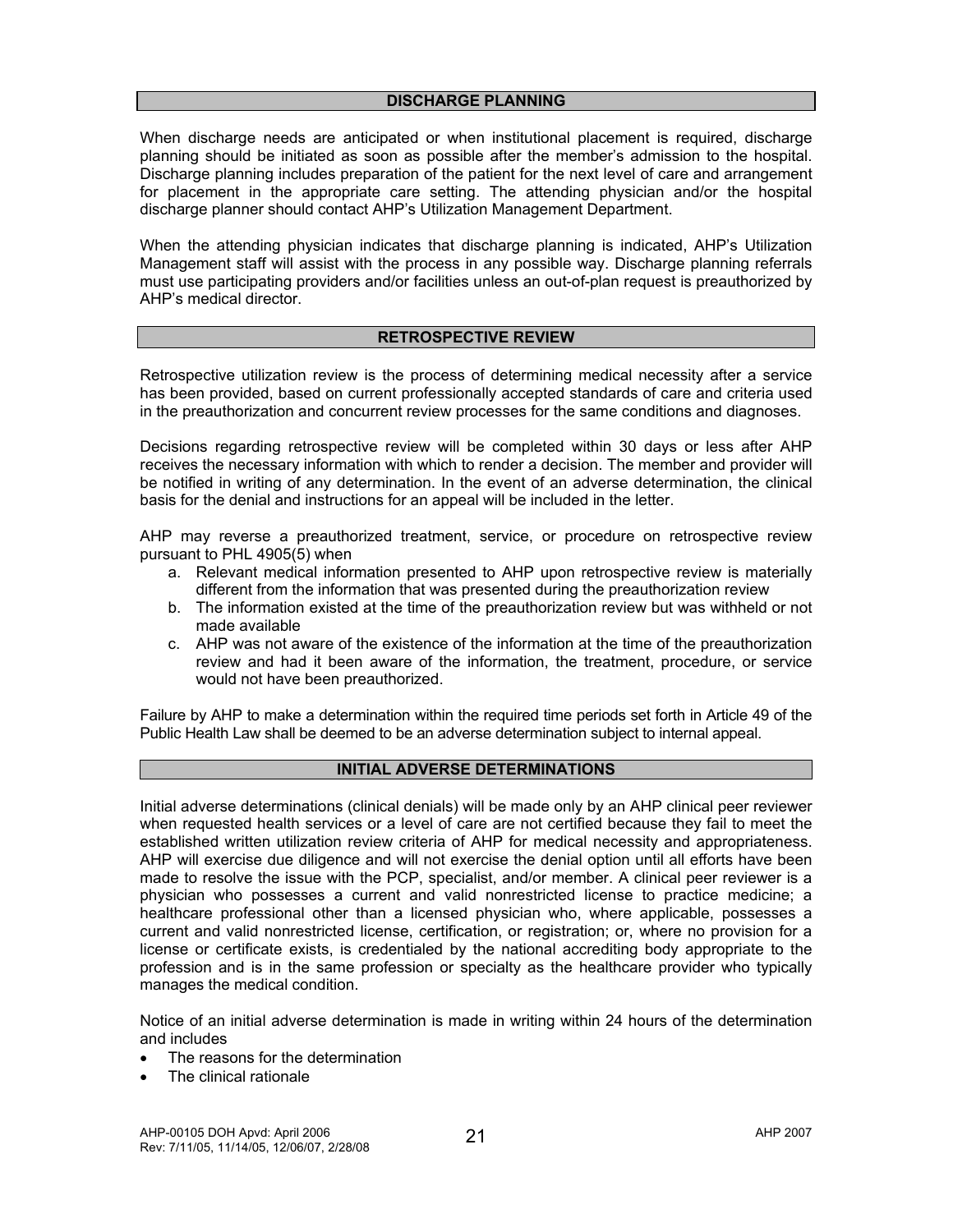## DISCHARGE PLANNING

When discharge needs are anticipated or when institutional placement is required, discharge planning should be initiated as soon as possible after the member's admission to the hospital. Discharge planning includes preparation of the patient for the next level of care and arrangement for placement in the appropriate care setting. The attending physician and/or the hospital discharge planner should contact AHP's Utilization Management Department.

When the attending physician indicates that discharge planning is indicated, AHP's Utilization Management staff will assist with the process in any possible way. Discharge planning referrals must use participating providers and/or facilities unless an out-of-plan request is preauthorized by AHP's medical director.

## RETROSPECTIVE REVIEW

Retrospective utilization review is the process of determining medical necessity after a service has been provided, based on current professionally accepted standards of care and criteria used in the preauthorization and concurrent review processes for the same conditions and diagnoses.

Decisions regarding retrospective review will be completed within 30 days or less after AHP receives the necessary information with which to render a decision. The member and provider will be notified in writing of any determination. In the event of an adverse determination, the clinical basis for the denial and instructions for an appeal will be included in the letter.

AHP may reverse a preauthorized treatment, service, or procedure on retrospective review pursuant to PHL 4905(5) when

a. Relevant medical information presented to AHP upon retrospective review is materially different from the information that was presented during the preauthorization review
b. The information existed at the time of the preauthorization review but was withheld or not made available
c. AHP was not aware of the existence of the information at the time of the preauthorization review and had it been aware of the information, the treatment, procedure, or service would not have been preauthorized.

Failure by AHP to make a determination within the required time periods set forth in Article 49 of the Public Health Law shall be deemed to be an adverse determination subject to internal appeal.

## INITIAL ADVERSE DETERMINATIONS

Initial adverse determinations (clinical denials) will be made only by an AHP clinical peer reviewer when requested health services or a level of care are not certified because they fail to meet the established written utilization review criteria of AHP for medical necessity and appropriateness. AHP will exercise due diligence and will not exercise the denial option until all efforts have been made to resolve the issue with the PCP, specialist, and/or member. A clinical peer reviewer is a physician who possesses a current and valid nonrestricted license to practice medicine; a healthcare professional other than a licensed physician who, where applicable, possesses a current and valid nonrestricted license, certification, or registration; or, where no provision for a license or certificate exists, is credentialed by the national accrediting body appropriate to the profession and is in the same profession or specialty as the healthcare provider who typically manages the medical condition.

Notice of an initial adverse determination is made in writing within 24 hours of the determination and includes

- The reasons for the determination
- The clinical rationale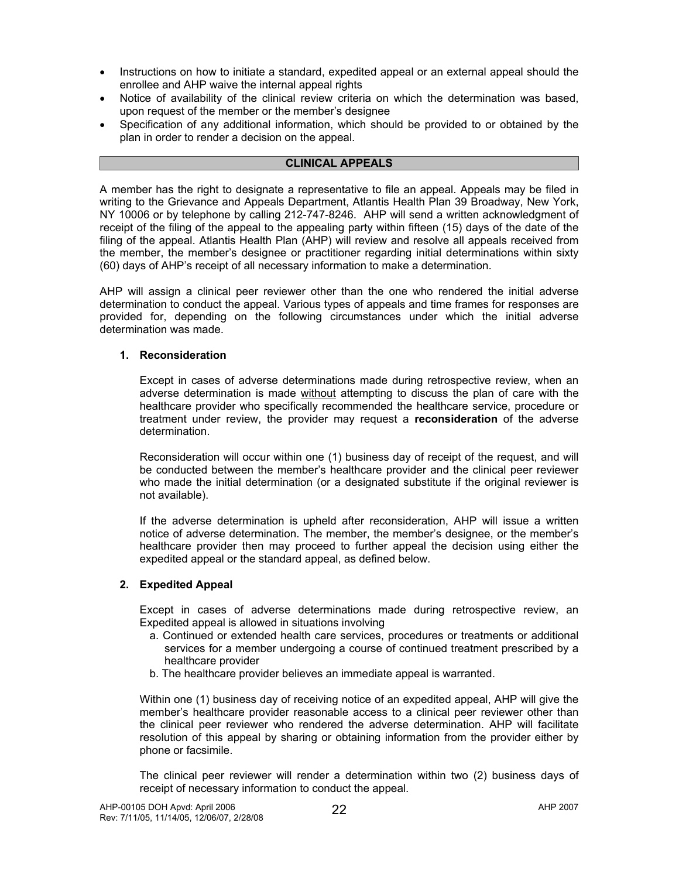- Instructions on how to initiate a standard, expedited appeal or an external appeal should the enrollee and AHP waive the internal appeal rights
- Notice of availability of the clinical review criteria on which the determination was based, upon request of the member or the member's designee
- Specification of any additional information, which should be provided to or obtained by the plan in order to render a decision on the appeal.

## CLINICAL APPEALS

A member has the right to designate a representative to file an appeal. Appeals may be filed in writing to the Grievance and Appeals Department, Atlantis Health Plan 39 Broadway, New York, NY 10006 or by telephone by calling 212-747-8246. AHP will send a written acknowledgment of receipt of the filing of the appeal to the appealing party within fifteen (15) days of the date of the filing of the appeal. Atlantis Health Plan (AHP) will review and resolve all appeals received from the member, the member's designee or practitioner regarding initial determinations within sixty (60) days of AHP's receipt of all necessary information to make a determination.

AHP will assign a clinical peer reviewer other than the one who rendered the initial adverse determination to conduct the appeal. Various types of appeals and time frames for responses are provided for, depending on the following circumstances under which the initial adverse determination was made.

### 1. Reconsideration

Except in cases of adverse determinations made during retrospective review, when an adverse determination is made without attempting to discuss the plan of care with the healthcare provider who specifically recommended the healthcare service, procedure or treatment under review, the provider may request a **reconsideration** of the adverse determination.

Reconsideration will occur within one (1) business day of receipt of the request, and will be conducted between the member's healthcare provider and the clinical peer reviewer who made the initial determination (or a designated substitute if the original reviewer is not available).

If the adverse determination is upheld after reconsideration, AHP will issue a written notice of adverse determination. The member, the member's designee, or the member's healthcare provider then may proceed to further appeal the decision using either the expedited appeal or the standard appeal, as defined below.

### 2. Expedited Appeal

Except in cases of adverse determinations made during retrospective review, an Expedited appeal is allowed in situations involving

a. Continued or extended health care services, procedures or treatments or additional services for a member undergoing a course of continued treatment prescribed by a healthcare provider
b. The healthcare provider believes an immediate appeal is warranted.

Within one (1) business day of receiving notice of an expedited appeal, AHP will give the member's healthcare provider reasonable access to a clinical peer reviewer other than the clinical peer reviewer who rendered the adverse determination. AHP will facilitate resolution of this appeal by sharing or obtaining information from the provider either by phone or facsimile.

The clinical peer reviewer will render a determination within two (2) business days of receipt of necessary information to conduct the appeal.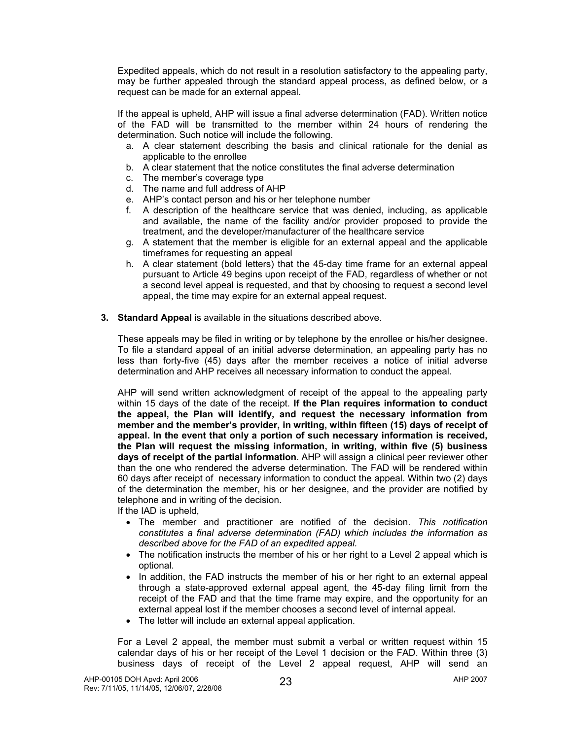Expedited appeals, which do not result in a resolution satisfactory to the appealing party, may be further appealed through the standard appeal process, as defined below, or a request can be made for an external appeal.

If the appeal is upheld, AHP will issue a final adverse determination (FAD). Written notice of the FAD will be transmitted to the member within 24 hours of rendering the determination. Such notice will include the following.

a. A clear statement describing the basis and clinical rationale for the denial as applicable to the enrollee
b. A clear statement that the notice constitutes the final adverse determination
c. The member's coverage type
d. The name and full address of AHP
e. AHP's contact person and his or her telephone number
f. A description of the healthcare service that was denied, including, as applicable and available, the name of the facility and/or provider proposed to provide the treatment, and the developer/manufacturer of the healthcare service
g. A statement that the member is eligible for an external appeal and the applicable timeframes for requesting an appeal
h. A clear statement (bold letters) that the 45-day time frame for an external appeal pursuant to Article 49 begins upon receipt of the FAD, regardless of whether or not a second level appeal is requested, and that by choosing to request a second level appeal, the time may expire for an external appeal request.

**3. Standard Appeal** is available in the situations described above.

These appeals may be filed in writing or by telephone by the enrollee or his/her designee. To file a standard appeal of an initial adverse determination, an appealing party has no less than forty-five (45) days after the member receives a notice of initial adverse determination and AHP receives all necessary information to conduct the appeal.

AHP will send written acknowledgment of receipt of the appeal to the appealing party within 15 days of the date of the receipt. **If the Plan requires information to conduct the appeal, the Plan will identify, and request the necessary information from member and the member's provider, in writing, within fifteen (15) days of receipt of appeal. In the event that only a portion of such necessary information is received, the Plan will request the missing information, in writing, within five (5) business days of receipt of the partial information**. AHP will assign a clinical peer reviewer other than the one who rendered the adverse determination. The FAD will be rendered within 60 days after receipt of necessary information to conduct the appeal. Within two (2) days of the determination the member, his or her designee, and the provider are notified by telephone and in writing of the decision.

If the IAD is upheld,

- The member and practitioner are notified of the decision. *This notification constitutes a final adverse determination (FAD) which includes the information as described above for the FAD of an expedited appeal.*
- The notification instructs the member of his or her right to a Level 2 appeal which is optional.
- In addition, the FAD instructs the member of his or her right to an external appeal through a state-approved external appeal agent, the 45-day filing limit from the receipt of the FAD and that the time frame may expire, and the opportunity for an external appeal lost if the member chooses a second level of internal appeal.
- The letter will include an external appeal application.

For a Level 2 appeal, the member must submit a verbal or written request within 15 calendar days of his or her receipt of the Level 1 decision or the FAD. Within three (3) business days of receipt of the Level 2 appeal request, AHP will send an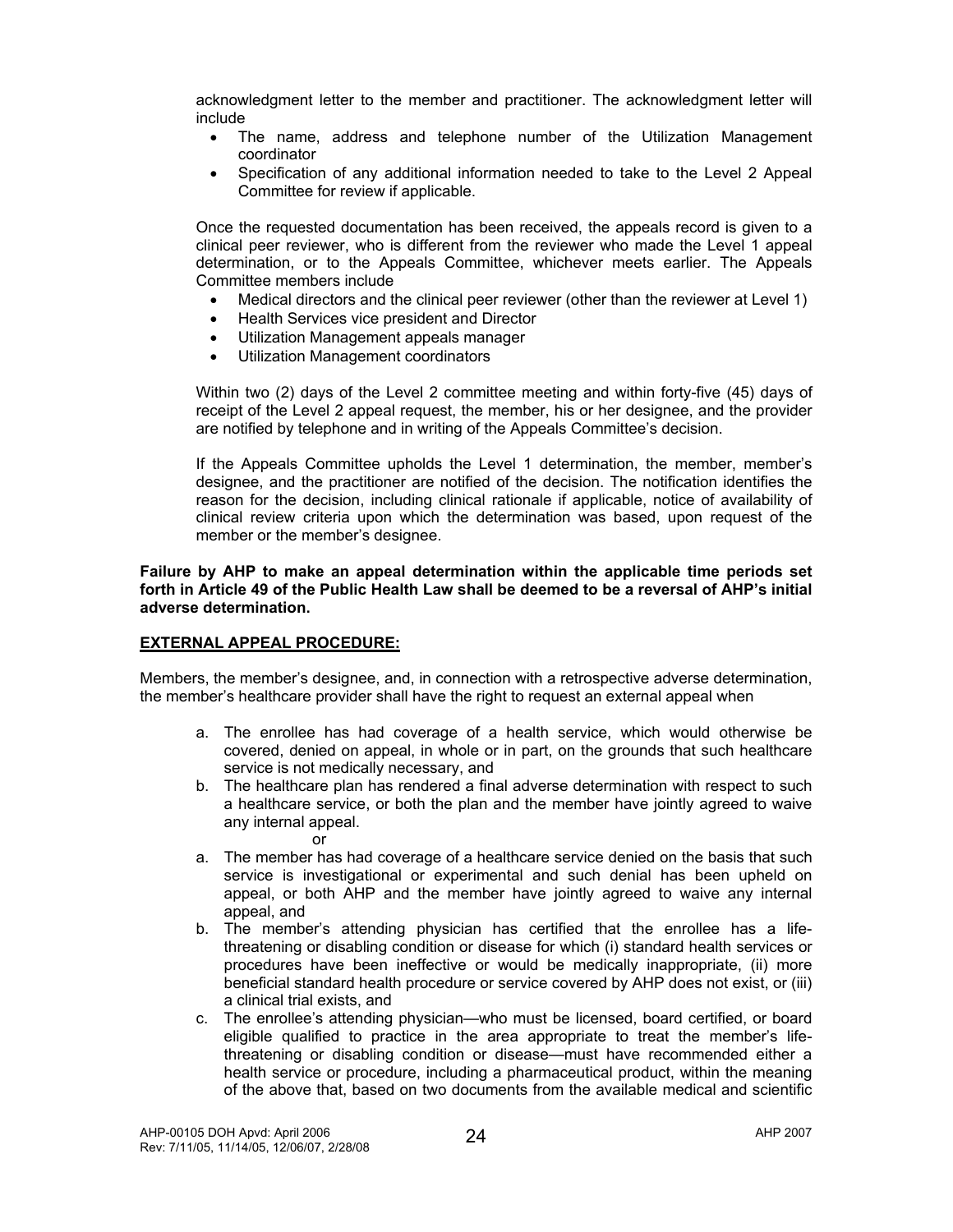acknowledgment letter to the member and practitioner. The acknowledgment letter will include

- The name, address and telephone number of the Utilization Management coordinator
- Specification of any additional information needed to take to the Level 2 Appeal Committee for review if applicable.

Once the requested documentation has been received, the appeals record is given to a clinical peer reviewer, who is different from the reviewer who made the Level 1 appeal determination, or to the Appeals Committee, whichever meets earlier. The Appeals Committee members include

- Medical directors and the clinical peer reviewer (other than the reviewer at Level 1)
- Health Services vice president and Director
- Utilization Management appeals manager
- Utilization Management coordinators

Within two (2) days of the Level 2 committee meeting and within forty-five (45) days of receipt of the Level 2 appeal request, the member, his or her designee, and the provider are notified by telephone and in writing of the Appeals Committee's decision.

If the Appeals Committee upholds the Level 1 determination, the member, member's designee, and the practitioner are notified of the decision. The notification identifies the reason for the decision, including clinical rationale if applicable, notice of availability of clinical review criteria upon which the determination was based, upon request of the member or the member's designee.

**Failure by AHP to make an appeal determination within the applicable time periods set forth in Article 49 of the Public Health Law shall be deemed to be a reversal of AHP's initial adverse determination.**

**EXTERNAL APPEAL PROCEDURE:**

Members, the member's designee, and, in connection with a retrospective adverse determination, the member's healthcare provider shall have the right to request an external appeal when

a. The enrollee has had coverage of a health service, which would otherwise be covered, denied on appeal, in whole or in part, on the grounds that such healthcare service is not medically necessary, and
b. The healthcare plan has rendered a final adverse determination with respect to such a healthcare service, or both the plan and the member have jointly agreed to waive any internal appeal.

or

a. The member has had coverage of a healthcare service denied on the basis that such service is investigational or experimental and such denial has been upheld on appeal, or both AHP and the member have jointly agreed to waive any internal appeal, and
b. The member's attending physician has certified that the enrollee has a life-threatening or disabling condition or disease for which (i) standard health services or procedures have been ineffective or would be medically inappropriate, (ii) more beneficial standard health procedure or service covered by AHP does not exist, or (iii) a clinical trial exists, and
c. The enrollee's attending physician—who must be licensed, board certified, or board eligible qualified to practice in the area appropriate to treat the member's life-threatening or disabling condition or disease—must have recommended either a health service or procedure, including a pharmaceutical product, within the meaning of the above that, based on two documents from the available medical and scientific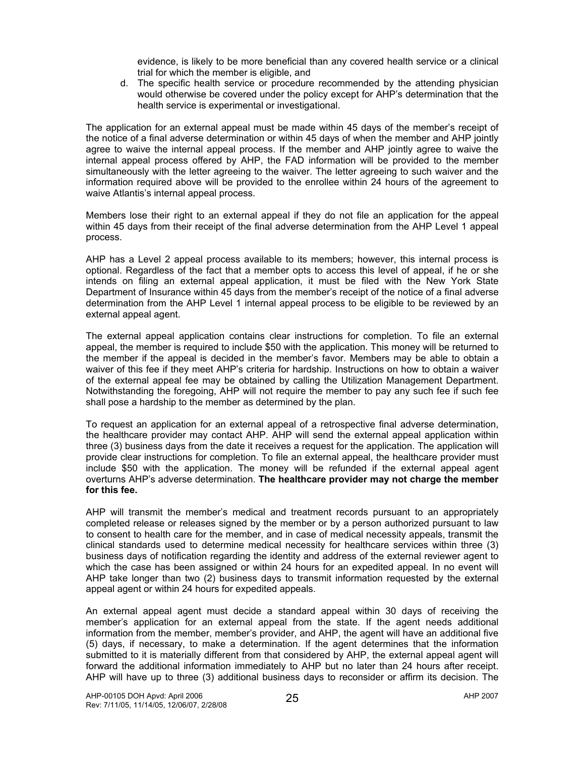evidence, is likely to be more beneficial than any covered health service or a clinical trial for which the member is eligible, and

d. The specific health service or procedure recommended by the attending physician would otherwise be covered under the policy except for AHP's determination that the health service is experimental or investigational.

The application for an external appeal must be made within 45 days of the member's receipt of the notice of a final adverse determination or within 45 days of when the member and AHP jointly agree to waive the internal appeal process. If the member and AHP jointly agree to waive the internal appeal process offered by AHP, the FAD information will be provided to the member simultaneously with the letter agreeing to the waiver. The letter agreeing to such waiver and the information required above will be provided to the enrollee within 24 hours of the agreement to waive Atlantis's internal appeal process.

Members lose their right to an external appeal if they do not file an application for the appeal within 45 days from their receipt of the final adverse determination from the AHP Level 1 appeal process.

AHP has a Level 2 appeal process available to its members; however, this internal process is optional. Regardless of the fact that a member opts to access this level of appeal, if he or she intends on filing an external appeal application, it must be filed with the New York State Department of Insurance within 45 days from the member's receipt of the notice of a final adverse determination from the AHP Level 1 internal appeal process to be eligible to be reviewed by an external appeal agent.

The external appeal application contains clear instructions for completion. To file an external appeal, the member is required to include $50 with the application. This money will be returned to the member if the appeal is decided in the member's favor. Members may be able to obtain a waiver of this fee if they meet AHP's criteria for hardship. Instructions on how to obtain a waiver of the external appeal fee may be obtained by calling the Utilization Management Department. Notwithstanding the foregoing, AHP will not require the member to pay any such fee if such fee shall pose a hardship to the member as determined by the plan.

To request an application for an external appeal of a retrospective final adverse determination, the healthcare provider may contact AHP. AHP will send the external appeal application within three (3) business days from the date it receives a request for the application. The application will provide clear instructions for completion. To file an external appeal, the healthcare provider must include $50 with the application. The money will be refunded if the external appeal agent overturns AHP's adverse determination. **The healthcare provider may not charge the member for this fee.**

AHP will transmit the member's medical and treatment records pursuant to an appropriately completed release or releases signed by the member or by a person authorized pursuant to law to consent to health care for the member, and in case of medical necessity appeals, transmit the clinical standards used to determine medical necessity for healthcare services within three (3) business days of notification regarding the identity and address of the external reviewer agent to which the case has been assigned or within 24 hours for an expedited appeal. In no event will AHP take longer than two (2) business days to transmit information requested by the external appeal agent or within 24 hours for expedited appeals.

An external appeal agent must decide a standard appeal within 30 days of receiving the member's application for an external appeal from the state. If the agent needs additional information from the member, member's provider, and AHP, the agent will have an additional five (5) days, if necessary, to make a determination. If the agent determines that the information submitted to it is materially different from that considered by AHP, the external appeal agent will forward the additional information immediately to AHP but no later than 24 hours after receipt. AHP will have up to three (3) additional business days to reconsider or affirm its decision. The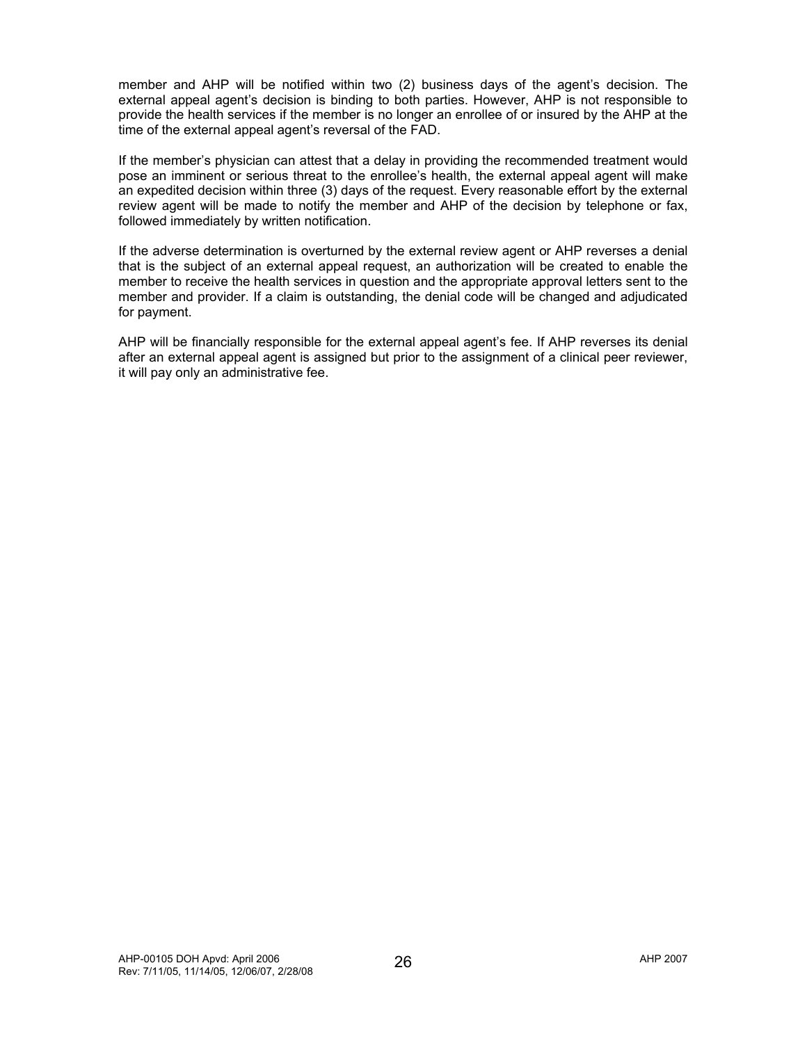member and AHP will be notified within two (2) business days of the agent's decision. The external appeal agent's decision is binding to both parties. However, AHP is not responsible to provide the health services if the member is no longer an enrollee of or insured by the AHP at the time of the external appeal agent's reversal of the FAD.

If the member's physician can attest that a delay in providing the recommended treatment would pose an imminent or serious threat to the enrollee's health, the external appeal agent will make an expedited decision within three (3) days of the request. Every reasonable effort by the external review agent will be made to notify the member and AHP of the decision by telephone or fax, followed immediately by written notification.

If the adverse determination is overturned by the external review agent or AHP reverses a denial that is the subject of an external appeal request, an authorization will be created to enable the member to receive the health services in question and the appropriate approval letters sent to the member and provider. If a claim is outstanding, the denial code will be changed and adjudicated for payment.

AHP will be financially responsible for the external appeal agent's fee. If AHP reverses its denial after an external appeal agent is assigned but prior to the assignment of a clinical peer reviewer, it will pay only an administrative fee.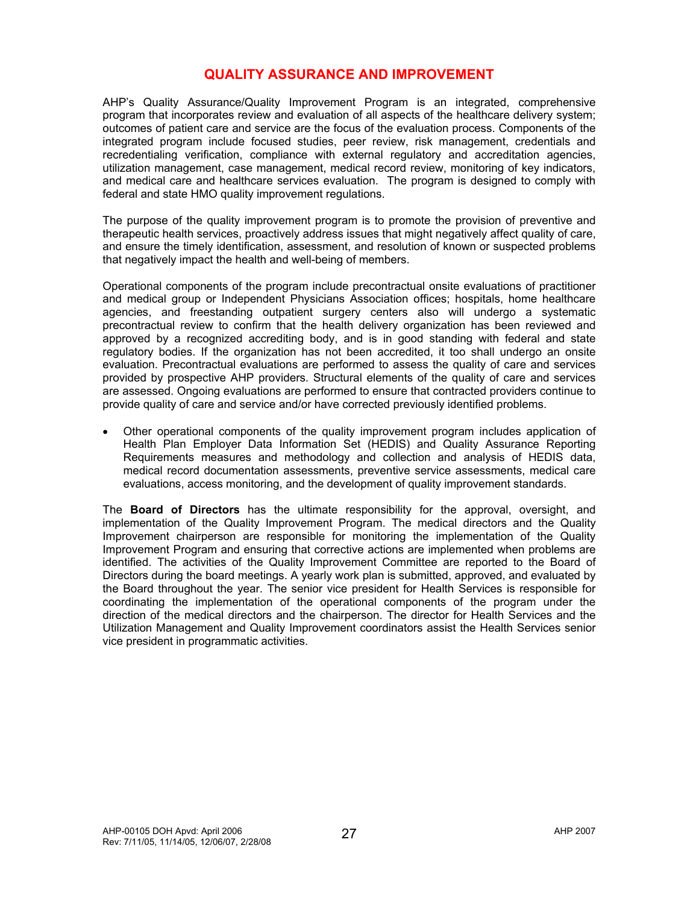# QUALITY ASSURANCE AND IMPROVEMENT

AHP's Quality Assurance/Quality Improvement Program is an integrated, comprehensive program that incorporates review and evaluation of all aspects of the healthcare delivery system; outcomes of patient care and service are the focus of the evaluation process. Components of the integrated program include focused studies, peer review, risk management, credentials and recredentialing verification, compliance with external regulatory and accreditation agencies, utilization management, case management, medical record review, monitoring of key indicators, and medical care and healthcare services evaluation. The program is designed to comply with federal and state HMO quality improvement regulations.

The purpose of the quality improvement program is to promote the provision of preventive and therapeutic health services, proactively address issues that might negatively affect quality of care, and ensure the timely identification, assessment, and resolution of known or suspected problems that negatively impact the health and well-being of members.

Operational components of the program include precontractual onsite evaluations of practitioner and medical group or Independent Physicians Association offices; hospitals, home healthcare agencies, and freestanding outpatient surgery centers also will undergo a systematic precontractual review to confirm that the health delivery organization has been reviewed and approved by a recognized accrediting body, and is in good standing with federal and state regulatory bodies. If the organization has not been accredited, it too shall undergo an onsite evaluation. Precontractual evaluations are performed to assess the quality of care and services provided by prospective AHP providers. Structural elements of the quality of care and services are assessed. Ongoing evaluations are performed to ensure that contracted providers continue to provide quality of care and service and/or have corrected previously identified problems.

- Other operational components of the quality improvement program includes application of Health Plan Employer Data Information Set (HEDIS) and Quality Assurance Reporting Requirements measures and methodology and collection and analysis of HEDIS data, medical record documentation assessments, preventive service assessments, medical care evaluations, access monitoring, and the development of quality improvement standards.

The **Board of Directors** has the ultimate responsibility for the approval, oversight, and implementation of the Quality Improvement Program. The medical directors and the Quality Improvement chairperson are responsible for monitoring the implementation of the Quality Improvement Program and ensuring that corrective actions are implemented when problems are identified. The activities of the Quality Improvement Committee are reported to the Board of Directors during the board meetings. A yearly work plan is submitted, approved, and evaluated by the Board throughout the year. The senior vice president for Health Services is responsible for coordinating the implementation of the operational components of the program under the direction of the medical directors and the chairperson. The director for Health Services and the Utilization Management and Quality Improvement coordinators assist the Health Services senior vice president in programmatic activities.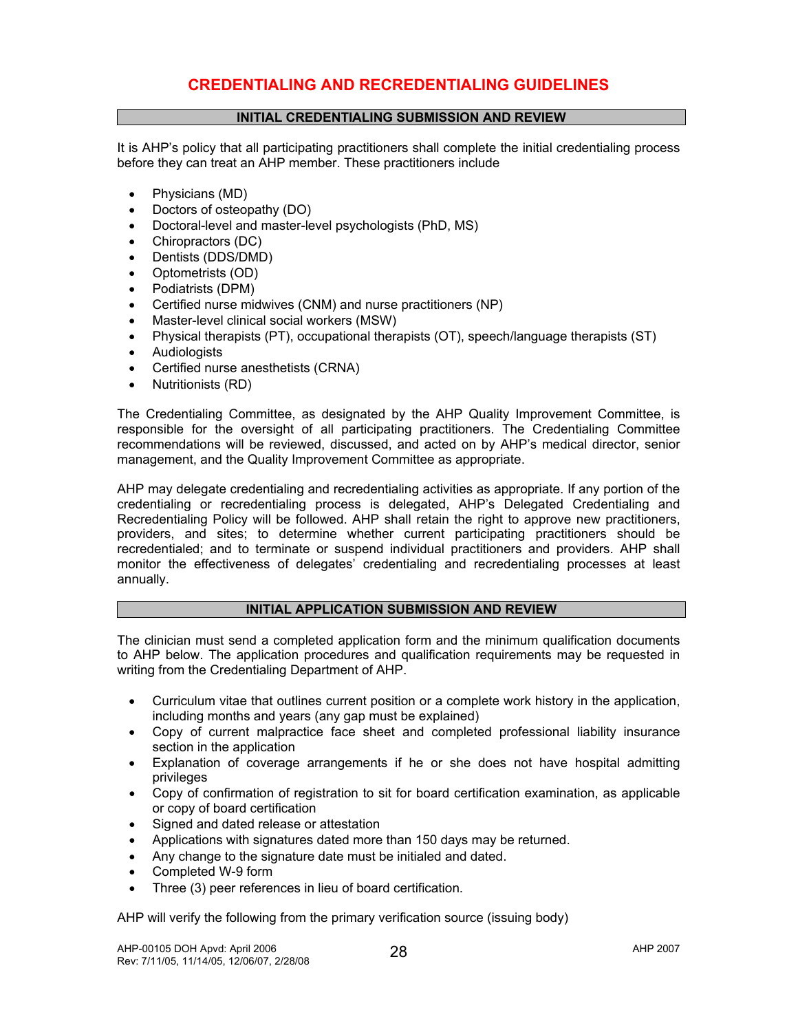# CREDENTIALING AND RECREDENTIALING GUIDELINES

## INITIAL CREDENTIALING SUBMISSION AND REVIEW

It is AHP's policy that all participating practitioners shall complete the initial credentialing process before they can treat an AHP member. These practitioners include

- Physicians (MD)
- Doctors of osteopathy (DO)
- Doctoral-level and master-level psychologists (PhD, MS)
- Chiropractors (DC)
- Dentists (DDS/DMD)
- Optometrists (OD)
- Podiatrists (DPM)
- Certified nurse midwives (CNM) and nurse practitioners (NP)
- Master-level clinical social workers (MSW)
- Physical therapists (PT), occupational therapists (OT), speech/language therapists (ST)
- Audiologists
- Certified nurse anesthetists (CRNA)
- Nutritionists (RD)

The Credentialing Committee, as designated by the AHP Quality Improvement Committee, is responsible for the oversight of all participating practitioners. The Credentialing Committee recommendations will be reviewed, discussed, and acted on by AHP's medical director, senior management, and the Quality Improvement Committee as appropriate.

AHP may delegate credentialing and recredentialing activities as appropriate. If any portion of the credentialing or recredentialing process is delegated, AHP's Delegated Credentialing and Recredentialing Policy will be followed. AHP shall retain the right to approve new practitioners, providers, and sites; to determine whether current participating practitioners should be recredentialed; and to terminate or suspend individual practitioners and providers. AHP shall monitor the effectiveness of delegates' credentialing and recredentialing processes at least annually.

## INITIAL APPLICATION SUBMISSION AND REVIEW

The clinician must send a completed application form and the minimum qualification documents to AHP below. The application procedures and qualification requirements may be requested in writing from the Credentialing Department of AHP.

- Curriculum vitae that outlines current position or a complete work history in the application, including months and years (any gap must be explained)
- Copy of current malpractice face sheet and completed professional liability insurance section in the application
- Explanation of coverage arrangements if he or she does not have hospital admitting privileges
- Copy of confirmation of registration to sit for board certification examination, as applicable or copy of board certification
- Signed and dated release or attestation
- Applications with signatures dated more than 150 days may be returned.
- Any change to the signature date must be initialed and dated.
- Completed W-9 form
- Three (3) peer references in lieu of board certification.

AHP will verify the following from the primary verification source (issuing body)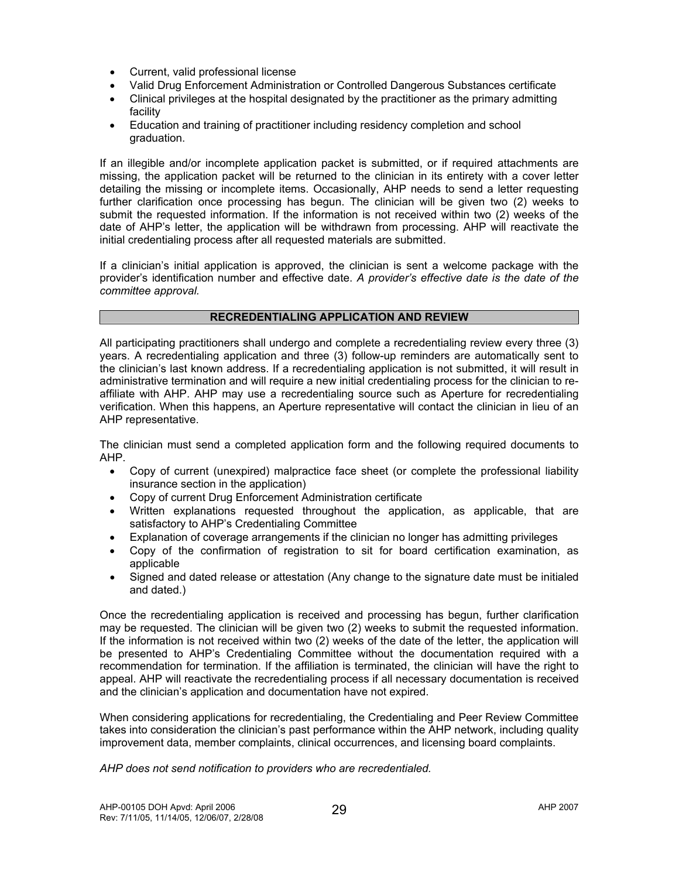- Current, valid professional license
- Valid Drug Enforcement Administration or Controlled Dangerous Substances certificate
- Clinical privileges at the hospital designated by the practitioner as the primary admitting facility
- Education and training of practitioner including residency completion and school graduation.

If an illegible and/or incomplete application packet is submitted, or if required attachments are missing, the application packet will be returned to the clinician in its entirety with a cover letter detailing the missing or incomplete items. Occasionally, AHP needs to send a letter requesting further clarification once processing has begun. The clinician will be given two (2) weeks to submit the requested information. If the information is not received within two (2) weeks of the date of AHP's letter, the application will be withdrawn from processing. AHP will reactivate the initial credentialing process after all requested materials are submitted.

If a clinician's initial application is approved, the clinician is sent a welcome package with the provider's identification number and effective date. *A provider's effective date is the date of the committee approval.*

## RECREDENTIALING APPLICATION AND REVIEW

All participating practitioners shall undergo and complete a recredentialing review every three (3) years. A recredentialing application and three (3) follow-up reminders are automatically sent to the clinician's last known address. If a recredentialing application is not submitted, it will result in administrative termination and will require a new initial credentialing process for the clinician to re-affiliate with AHP. AHP may use a recredentialing source such as Aperture for recredentialing verification. When this happens, an Aperture representative will contact the clinician in lieu of an AHP representative.

The clinician must send a completed application form and the following required documents to AHP.

- Copy of current (unexpired) malpractice face sheet (or complete the professional liability insurance section in the application)
- Copy of current Drug Enforcement Administration certificate
- Written explanations requested throughout the application, as applicable, that are satisfactory to AHP's Credentialing Committee
- Explanation of coverage arrangements if the clinician no longer has admitting privileges
- Copy of the confirmation of registration to sit for board certification examination, as applicable
- Signed and dated release or attestation (Any change to the signature date must be initialed and dated.)

Once the recredentialing application is received and processing has begun, further clarification may be requested. The clinician will be given two (2) weeks to submit the requested information. If the information is not received within two (2) weeks of the date of the letter, the application will be presented to AHP's Credentialing Committee without the documentation required with a recommendation for termination. If the affiliation is terminated, the clinician will have the right to appeal. AHP will reactivate the recredentialing process if all necessary documentation is received and the clinician's application and documentation have not expired.

When considering applications for recredentialing, the Credentialing and Peer Review Committee takes into consideration the clinician's past performance within the AHP network, including quality improvement data, member complaints, clinical occurrences, and licensing board complaints.

*AHP does not send notification to providers who are recredentialed.*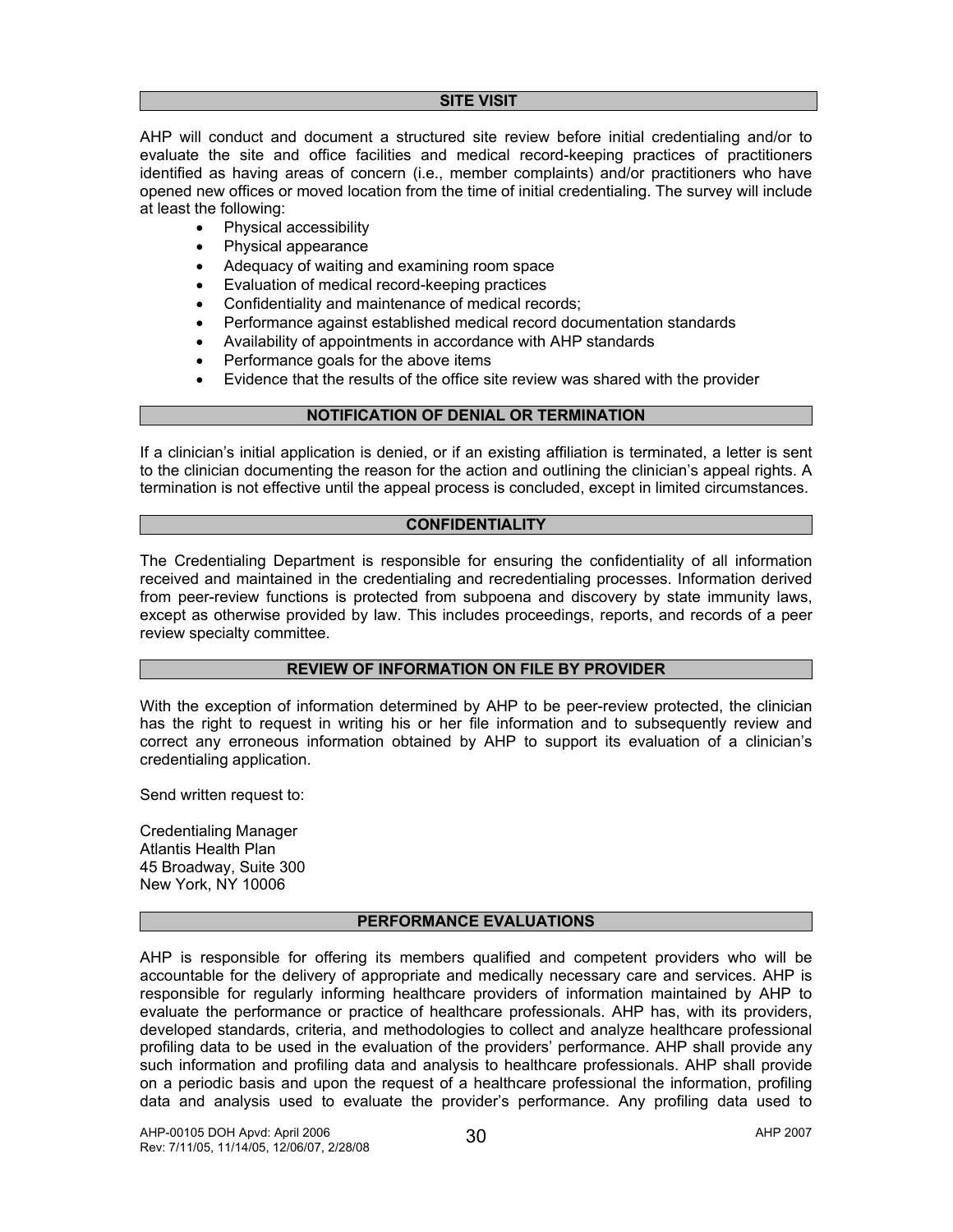## SITE VISIT

AHP will conduct and document a structured site review before initial credentialing and/or to evaluate the site and office facilities and medical record-keeping practices of practitioners identified as having areas of concern (i.e., member complaints) and/or practitioners who have opened new offices or moved location from the time of initial credentialing. The survey will include at least the following:

- Physical accessibility
- Physical appearance
- Adequacy of waiting and examining room space
- Evaluation of medical record-keeping practices
- Confidentiality and maintenance of medical records;
- Performance against established medical record documentation standards
- Availability of appointments in accordance with AHP standards
- Performance goals for the above items
- Evidence that the results of the office site review was shared with the provider

## NOTIFICATION OF DENIAL OR TERMINATION

If a clinician's initial application is denied, or if an existing affiliation is terminated, a letter is sent to the clinician documenting the reason for the action and outlining the clinician's appeal rights. A termination is not effective until the appeal process is concluded, except in limited circumstances.

## CONFIDENTIALITY

The Credentialing Department is responsible for ensuring the confidentiality of all information received and maintained in the credentialing and recredentialing processes. Information derived from peer-review functions is protected from subpoena and discovery by state immunity laws, except as otherwise provided by law. This includes proceedings, reports, and records of a peer review specialty committee.

## REVIEW OF INFORMATION ON FILE BY PROVIDER

With the exception of information determined by AHP to be peer-review protected, the clinician has the right to request in writing his or her file information and to subsequently review and correct any erroneous information obtained by AHP to support its evaluation of a clinician's credentialing application.

Send written request to:

Credentialing Manager
Atlantis Health Plan
45 Broadway, Suite 300
New York, NY 10006

## PERFORMANCE EVALUATIONS

AHP is responsible for offering its members qualified and competent providers who will be accountable for the delivery of appropriate and medically necessary care and services. AHP is responsible for regularly informing healthcare providers of information maintained by AHP to evaluate the performance or practice of healthcare professionals. AHP has, with its providers, developed standards, criteria, and methodologies to collect and analyze healthcare professional profiling data to be used in the evaluation of the providers' performance. AHP shall provide any such information and profiling data and analysis to healthcare professionals. AHP shall provide on a periodic basis and upon the request of a healthcare professional the information, profiling data and analysis used to evaluate the provider's performance. Any profiling data used to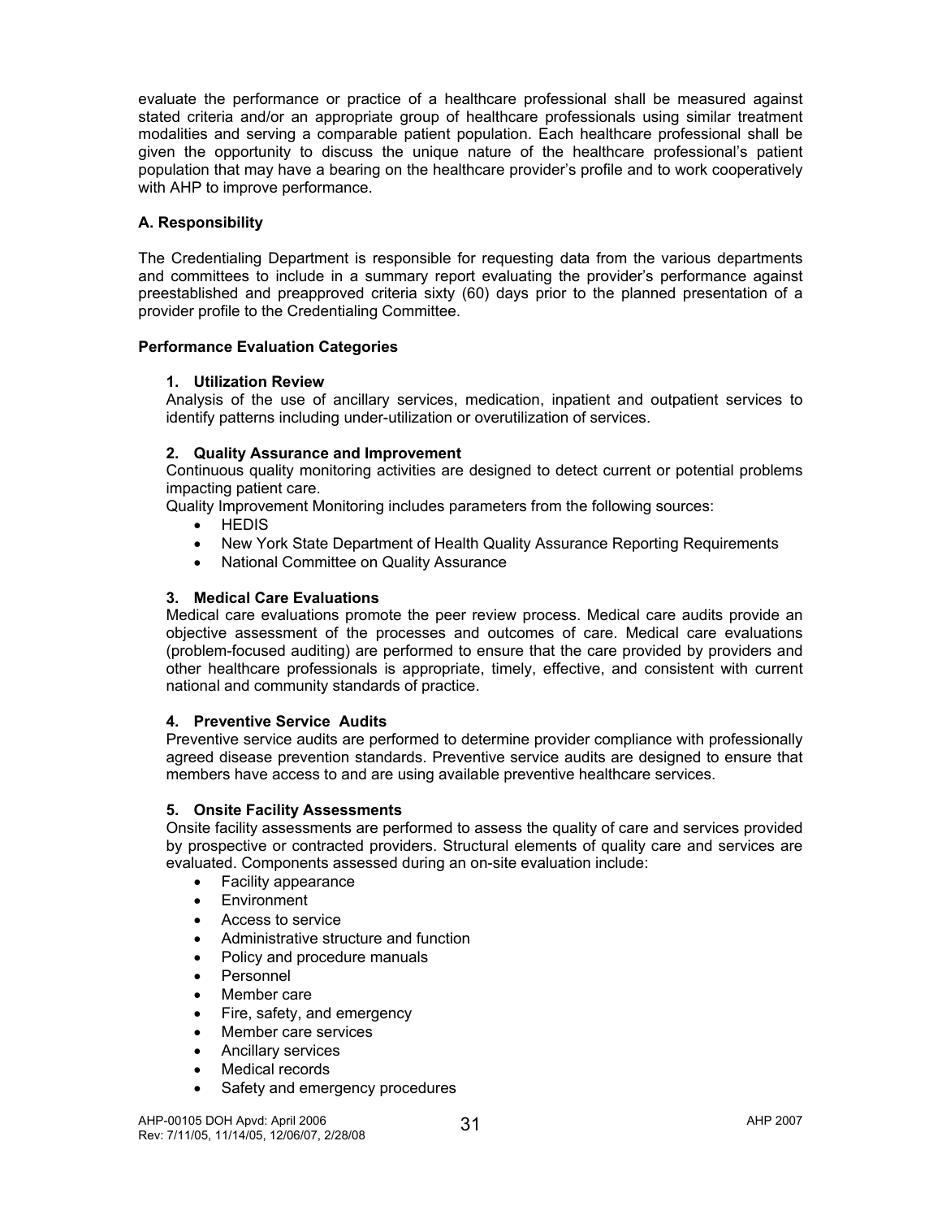evaluate the performance or practice of a healthcare professional shall be measured against stated criteria and/or an appropriate group of healthcare professionals using similar treatment modalities and serving a comparable patient population. Each healthcare professional shall be given the opportunity to discuss the unique nature of the healthcare professional's patient population that may have a bearing on the healthcare provider's profile and to work cooperatively with AHP to improve performance.

### A. Responsibility

The Credentialing Department is responsible for requesting data from the various departments and committees to include in a summary report evaluating the provider's performance against preestablished and preapproved criteria sixty (60) days prior to the planned presentation of a provider profile to the Credentialing Committee.

### Performance Evaluation Categories

**1. Utilization Review**

Analysis of the use of ancillary services, medication, inpatient and outpatient services to identify patterns including under-utilization or overutilization of services.

**2. Quality Assurance and Improvement**

Continuous quality monitoring activities are designed to detect current or potential problems impacting patient care.

Quality Improvement Monitoring includes parameters from the following sources:

- HEDIS
- New York State Department of Health Quality Assurance Reporting Requirements
- National Committee on Quality Assurance

**3. Medical Care Evaluations**

Medical care evaluations promote the peer review process. Medical care audits provide an objective assessment of the processes and outcomes of care. Medical care evaluations (problem-focused auditing) are performed to ensure that the care provided by providers and other healthcare professionals is appropriate, timely, effective, and consistent with current national and community standards of practice.

**4. Preventive Service Audits**

Preventive service audits are performed to determine provider compliance with professionally agreed disease prevention standards. Preventive service audits are designed to ensure that members have access to and are using available preventive healthcare services.

**5. Onsite Facility Assessments**

Onsite facility assessments are performed to assess the quality of care and services provided by prospective or contracted providers. Structural elements of quality care and services are evaluated. Components assessed during an on-site evaluation include:

- Facility appearance
- Environment
- Access to service
- Administrative structure and function
- Policy and procedure manuals
- Personnel
- Member care
- Fire, safety, and emergency
- Member care services
- Ancillary services
- Medical records
- Safety and emergency procedures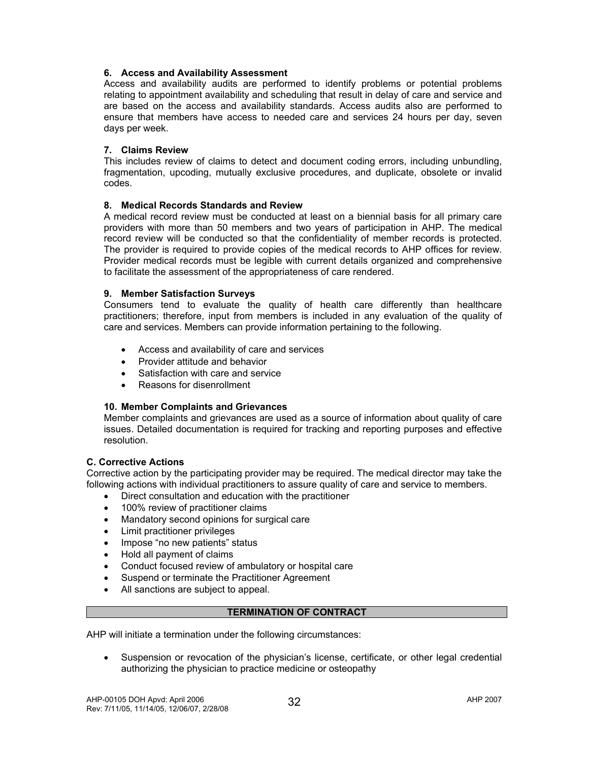#### 6. Access and Availability Assessment

Access and availability audits are performed to identify problems or potential problems relating to appointment availability and scheduling that result in delay of care and service and are based on the access and availability standards. Access audits also are performed to ensure that members have access to needed care and services 24 hours per day, seven days per week.

#### 7. Claims Review

This includes review of claims to detect and document coding errors, including unbundling, fragmentation, upcoding, mutually exclusive procedures, and duplicate, obsolete or invalid codes.

#### 8. Medical Records Standards and Review

A medical record review must be conducted at least on a biennial basis for all primary care providers with more than 50 members and two years of participation in AHP. The medical record review will be conducted so that the confidentiality of member records is protected. The provider is required to provide copies of the medical records to AHP offices for review. Provider medical records must be legible with current details organized and comprehensive to facilitate the assessment of the appropriateness of care rendered.

#### 9. Member Satisfaction Surveys

Consumers tend to evaluate the quality of health care differently than healthcare practitioners; therefore, input from members is included in any evaluation of the quality of care and services. Members can provide information pertaining to the following.

- Access and availability of care and services
- Provider attitude and behavior
- Satisfaction with care and service
- Reasons for disenrollment

#### 10. Member Complaints and Grievances

Member complaints and grievances are used as a source of information about quality of care issues. Detailed documentation is required for tracking and reporting purposes and effective resolution.

### C. Corrective Actions

Corrective action by the participating provider may be required. The medical director may take the following actions with individual practitioners to assure quality of care and service to members.

- Direct consultation and education with the practitioner
- 100% review of practitioner claims
- Mandatory second opinions for surgical care
- Limit practitioner privileges
- Impose "no new patients" status
- Hold all payment of claims
- Conduct focused review of ambulatory or hospital care
- Suspend or terminate the Practitioner Agreement
- All sanctions are subject to appeal.

## TERMINATION OF CONTRACT

AHP will initiate a termination under the following circumstances:

- Suspension or revocation of the physician's license, certificate, or other legal credential authorizing the physician to practice medicine or osteopathy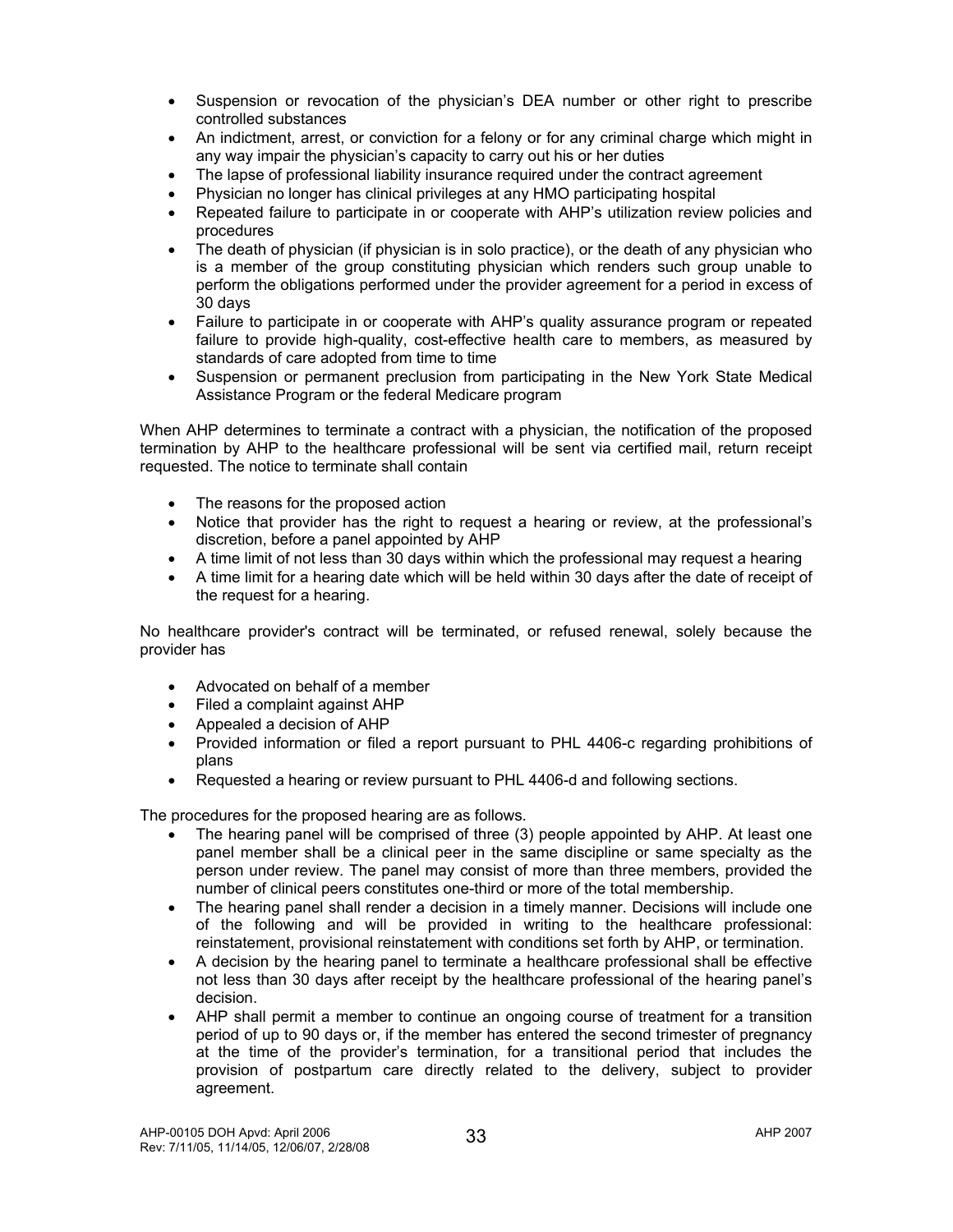- Suspension or revocation of the physician's DEA number or other right to prescribe controlled substances
- An indictment, arrest, or conviction for a felony or for any criminal charge which might in any way impair the physician's capacity to carry out his or her duties
- The lapse of professional liability insurance required under the contract agreement
- Physician no longer has clinical privileges at any HMO participating hospital
- Repeated failure to participate in or cooperate with AHP's utilization review policies and procedures
- The death of physician (if physician is in solo practice), or the death of any physician who is a member of the group constituting physician which renders such group unable to perform the obligations performed under the provider agreement for a period in excess of 30 days
- Failure to participate in or cooperate with AHP's quality assurance program or repeated failure to provide high-quality, cost-effective health care to members, as measured by standards of care adopted from time to time
- Suspension or permanent preclusion from participating in the New York State Medical Assistance Program or the federal Medicare program

When AHP determines to terminate a contract with a physician, the notification of the proposed termination by AHP to the healthcare professional will be sent via certified mail, return receipt requested. The notice to terminate shall contain

- The reasons for the proposed action
- Notice that provider has the right to request a hearing or review, at the professional's discretion, before a panel appointed by AHP
- A time limit of not less than 30 days within which the professional may request a hearing
- A time limit for a hearing date which will be held within 30 days after the date of receipt of the request for a hearing.

No healthcare provider's contract will be terminated, or refused renewal, solely because the provider has

- Advocated on behalf of a member
- Filed a complaint against AHP
- Appealed a decision of AHP
- Provided information or filed a report pursuant to PHL 4406-c regarding prohibitions of plans
- Requested a hearing or review pursuant to PHL 4406-d and following sections.

The procedures for the proposed hearing are as follows.

- The hearing panel will be comprised of three (3) people appointed by AHP. At least one panel member shall be a clinical peer in the same discipline or same specialty as the person under review. The panel may consist of more than three members, provided the number of clinical peers constitutes one-third or more of the total membership.
- The hearing panel shall render a decision in a timely manner. Decisions will include one of the following and will be provided in writing to the healthcare professional: reinstatement, provisional reinstatement with conditions set forth by AHP, or termination.
- A decision by the hearing panel to terminate a healthcare professional shall be effective not less than 30 days after receipt by the healthcare professional of the hearing panel's decision.
- AHP shall permit a member to continue an ongoing course of treatment for a transition period of up to 90 days or, if the member has entered the second trimester of pregnancy at the time of the provider's termination, for a transitional period that includes the provision of postpartum care directly related to the delivery, subject to provider agreement.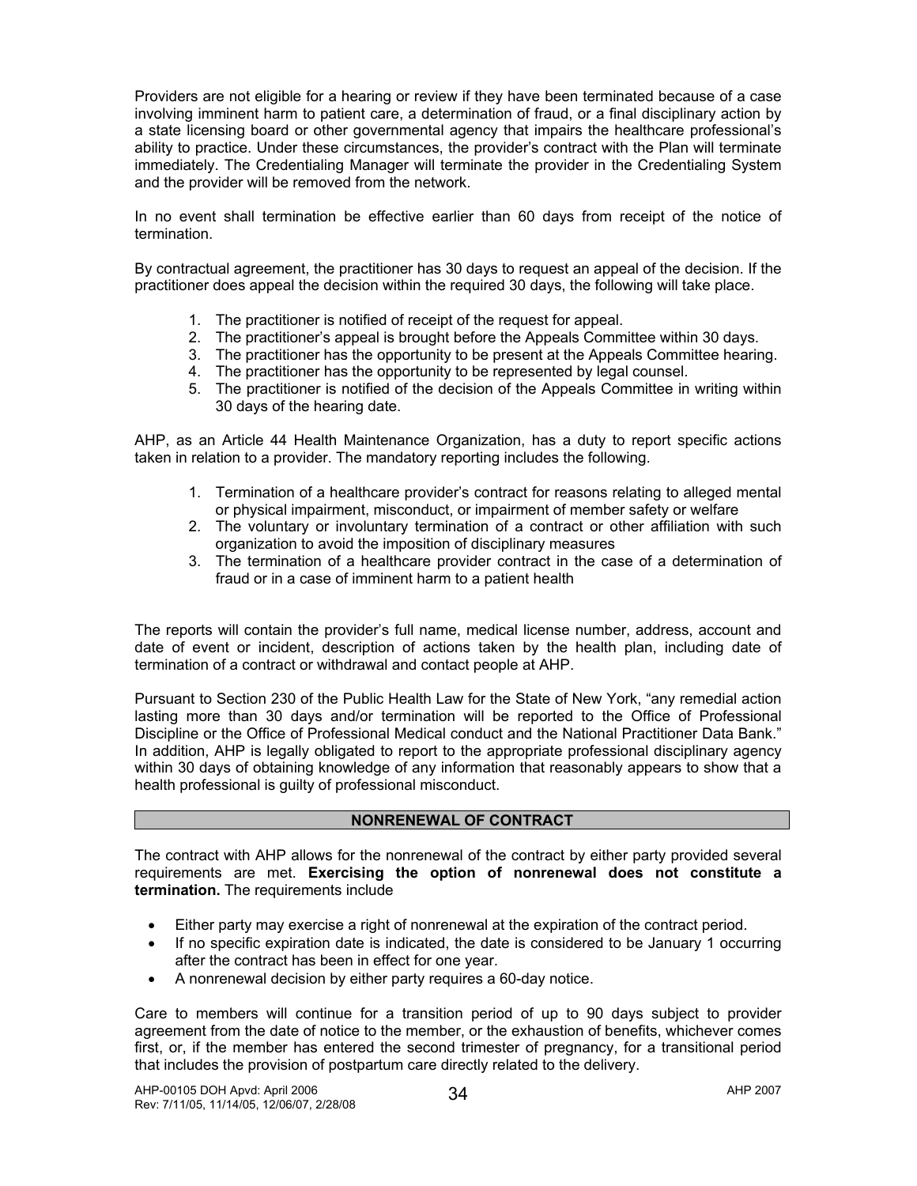Providers are not eligible for a hearing or review if they have been terminated because of a case involving imminent harm to patient care, a determination of fraud, or a final disciplinary action by a state licensing board or other governmental agency that impairs the healthcare professional's ability to practice. Under these circumstances, the provider's contract with the Plan will terminate immediately. The Credentialing Manager will terminate the provider in the Credentialing System and the provider will be removed from the network.

In no event shall termination be effective earlier than 60 days from receipt of the notice of termination.

By contractual agreement, the practitioner has 30 days to request an appeal of the decision. If the practitioner does appeal the decision within the required 30 days, the following will take place.

1. The practitioner is notified of receipt of the request for appeal.
2. The practitioner's appeal is brought before the Appeals Committee within 30 days.
3. The practitioner has the opportunity to be present at the Appeals Committee hearing.
4. The practitioner has the opportunity to be represented by legal counsel.
5. The practitioner is notified of the decision of the Appeals Committee in writing within 30 days of the hearing date.

AHP, as an Article 44 Health Maintenance Organization, has a duty to report specific actions taken in relation to a provider. The mandatory reporting includes the following.

1. Termination of a healthcare provider's contract for reasons relating to alleged mental or physical impairment, misconduct, or impairment of member safety or welfare
2. The voluntary or involuntary termination of a contract or other affiliation with such organization to avoid the imposition of disciplinary measures
3. The termination of a healthcare provider contract in the case of a determination of fraud or in a case of imminent harm to a patient health

The reports will contain the provider's full name, medical license number, address, account and date of event or incident, description of actions taken by the health plan, including date of termination of a contract or withdrawal and contact people at AHP.

Pursuant to Section 230 of the Public Health Law for the State of New York, "any remedial action lasting more than 30 days and/or termination will be reported to the Office of Professional Discipline or the Office of Professional Medical conduct and the National Practitioner Data Bank." In addition, AHP is legally obligated to report to the appropriate professional disciplinary agency within 30 days of obtaining knowledge of any information that reasonably appears to show that a health professional is guilty of professional misconduct.

## NONRENEWAL OF CONTRACT

The contract with AHP allows for the nonrenewal of the contract by either party provided several requirements are met. **Exercising the option of nonrenewal does not constitute a termination.** The requirements include

- Either party may exercise a right of nonrenewal at the expiration of the contract period.
- If no specific expiration date is indicated, the date is considered to be January 1 occurring after the contract has been in effect for one year.
- A nonrenewal decision by either party requires a 60-day notice.

Care to members will continue for a transition period of up to 90 days subject to provider agreement from the date of notice to the member, or the exhaustion of benefits, whichever comes first, or, if the member has entered the second trimester of pregnancy, for a transitional period that includes the provision of postpartum care directly related to the delivery.